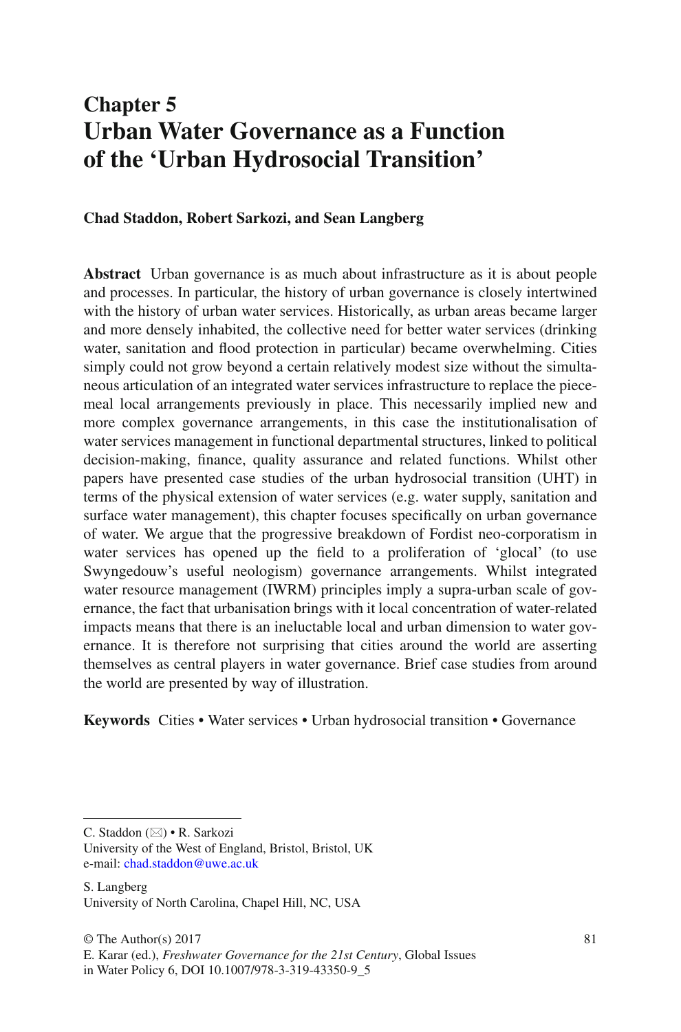# Chapter 5
# Urban Water Governance as a Function of the 'Urban Hydrosocial Transition'

**Chad Staddon, Robert Sarkozi, and Sean Langberg**

**Abstract** Urban governance is as much about infrastructure as it is about people and processes. In particular, the history of urban governance is closely intertwined with the history of urban water services. Historically, as urban areas became larger and more densely inhabited, the collective need for better water services (drinking water, sanitation and flood protection in particular) became overwhelming. Cities simply could not grow beyond a certain relatively modest size without the simultaneous articulation of an integrated water services infrastructure to replace the piecemeal local arrangements previously in place. This necessarily implied new and more complex governance arrangements, in this case the institutionalisation of water services management in functional departmental structures, linked to political decision-making, finance, quality assurance and related functions. Whilst other papers have presented case studies of the urban hydrosocial transition (UHT) in terms of the physical extension of water services (e.g. water supply, sanitation and surface water management), this chapter focuses specifically on urban governance of water. We argue that the progressive breakdown of Fordist neo-corporatism in water services has opened up the field to a proliferation of 'glocal' (to use Swyngedouw's useful neologism) governance arrangements. Whilst integrated water resource management (IWRM) principles imply a supra-urban scale of governance, the fact that urbanisation brings with it local concentration of water-related impacts means that there is an ineluctable local and urban dimension to water governance. It is therefore not surprising that cities around the world are asserting themselves as central players in water governance. Brief case studies from around the world are presented by way of illustration.

**Keywords** Cities • Water services • Urban hydrosocial transition • Governance

---

C. Staddon (✉) • R. Sarkozi
University of the West of England, Bristol, Bristol, UK
e-mail: chad.staddon@uwe.ac.uk

S. Langberg
University of North Carolina, Chapel Hill, NC, USA

© The Author(s) 2017
E. Karar (ed.), *Freshwater Governance for the 21st Century*, Global Issues in Water Policy 6, DOI 10.1007/978-3-319-43350-9_5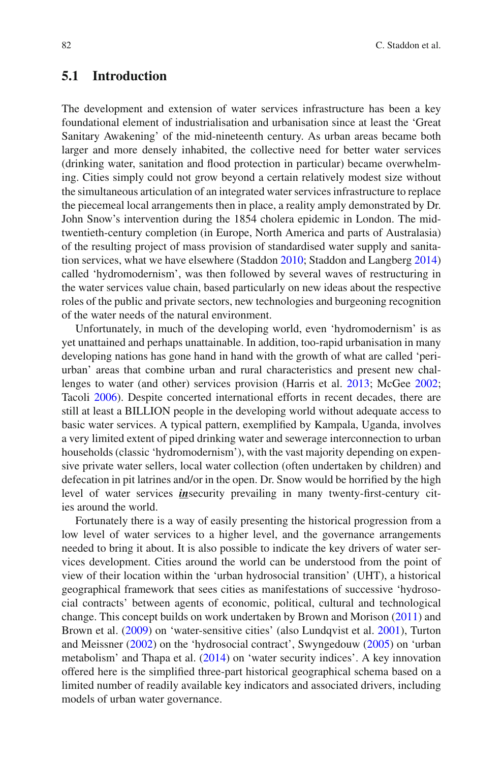## 5.1 Introduction

The development and extension of water services infrastructure has been a key foundational element of industrialisation and urbanisation since at least the 'Great Sanitary Awakening' of the mid-nineteenth century. As urban areas became both larger and more densely inhabited, the collective need for better water services (drinking water, sanitation and flood protection in particular) became overwhelming. Cities simply could not grow beyond a certain relatively modest size without the simultaneous articulation of an integrated water services infrastructure to replace the piecemeal local arrangements then in place, a reality amply demonstrated by Dr. John Snow's intervention during the 1854 cholera epidemic in London. The mid-twentieth-century completion (in Europe, North America and parts of Australasia) of the resulting project of mass provision of standardised water supply and sanitation services, what we have elsewhere (Staddon 2010; Staddon and Langberg 2014) called 'hydromodernism', was then followed by several waves of restructuring in the water services value chain, based particularly on new ideas about the respective roles of the public and private sectors, new technologies and burgeoning recognition of the water needs of the natural environment.

Unfortunately, in much of the developing world, even 'hydromodernism' is as yet unattained and perhaps unattainable. In addition, too-rapid urbanisation in many developing nations has gone hand in hand with the growth of what are called 'peri-urban' areas that combine urban and rural characteristics and present new challenges to water (and other) services provision (Harris et al. 2013; McGee 2002; Tacoli 2006). Despite concerted international efforts in recent decades, there are still at least a BILLION people in the developing world without adequate access to basic water services. A typical pattern, exemplified by Kampala, Uganda, involves a very limited extent of piped drinking water and sewerage interconnection to urban households (classic 'hydromodernism'), with the vast majority depending on expensive private water sellers, local water collection (often undertaken by children) and defecation in pit latrines and/or in the open. Dr. Snow would be horrified by the high level of water services ***in***security prevailing in many twenty-first-century cities around the world.

Fortunately there is a way of easily presenting the historical progression from a low level of water services to a higher level, and the governance arrangements needed to bring it about. It is also possible to indicate the key drivers of water services development. Cities around the world can be understood from the point of view of their location within the 'urban hydrosocial transition' (UHT), a historical geographical framework that sees cities as manifestations of successive 'hydrosocial contracts' between agents of economic, political, cultural and technological change. This concept builds on work undertaken by Brown and Morison (2011) and Brown et al. (2009) on 'water-sensitive cities' (also Lundqvist et al. 2001), Turton and Meissner (2002) on the 'hydrosocial contract', Swyngedouw (2005) on 'urban metabolism' and Thapa et al. (2014) on 'water security indices'. A key innovation offered here is the simplified three-part historical geographical schema based on a limited number of readily available key indicators and associated drivers, including models of urban water governance.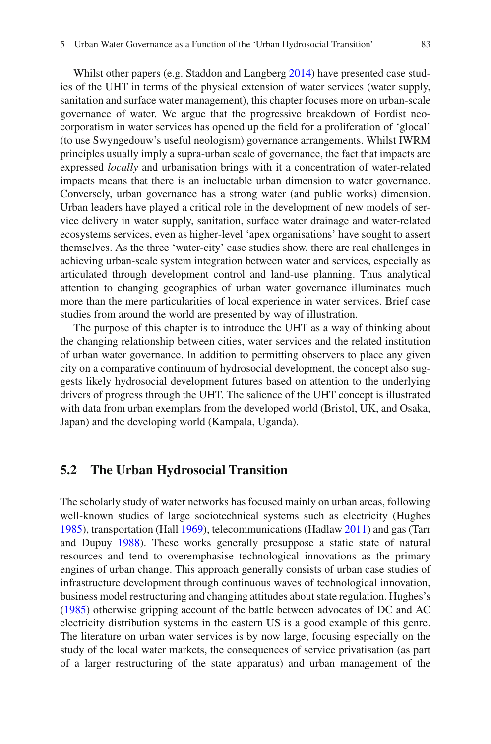Whilst other papers (e.g. Staddon and Langberg 2014) have presented case studies of the UHT in terms of the physical extension of water services (water supply, sanitation and surface water management), this chapter focuses more on urban-scale governance of water. We argue that the progressive breakdown of Fordist neocorporatism in water services has opened up the field for a proliferation of 'glocal' (to use Swyngedouw's useful neologism) governance arrangements. Whilst IWRM principles usually imply a supra-urban scale of governance, the fact that impacts are expressed *locally* and urbanisation brings with it a concentration of water-related impacts means that there is an ineluctable urban dimension to water governance. Conversely, urban governance has a strong water (and public works) dimension. Urban leaders have played a critical role in the development of new models of service delivery in water supply, sanitation, surface water drainage and water-related ecosystems services, even as higher-level 'apex organisations' have sought to assert themselves. As the three 'water-city' case studies show, there are real challenges in achieving urban-scale system integration between water and services, especially as articulated through development control and land-use planning. Thus analytical attention to changing geographies of urban water governance illuminates much more than the mere particularities of local experience in water services. Brief case studies from around the world are presented by way of illustration.

The purpose of this chapter is to introduce the UHT as a way of thinking about the changing relationship between cities, water services and the related institution of urban water governance. In addition to permitting observers to place any given city on a comparative continuum of hydrosocial development, the concept also suggests likely hydrosocial development futures based on attention to the underlying drivers of progress through the UHT. The salience of the UHT concept is illustrated with data from urban exemplars from the developed world (Bristol, UK, and Osaka, Japan) and the developing world (Kampala, Uganda).

## 5.2 The Urban Hydrosocial Transition

The scholarly study of water networks has focused mainly on urban areas, following well-known studies of large sociotechnical systems such as electricity (Hughes 1985), transportation (Hall 1969), telecommunications (Hadlaw 2011) and gas (Tarr and Dupuy 1988). These works generally presuppose a static state of natural resources and tend to overemphasise technological innovations as the primary engines of urban change. This approach generally consists of urban case studies of infrastructure development through continuous waves of technological innovation, business model restructuring and changing attitudes about state regulation. Hughes's (1985) otherwise gripping account of the battle between advocates of DC and AC electricity distribution systems in the eastern US is a good example of this genre. The literature on urban water services is by now large, focusing especially on the study of the local water markets, the consequences of service privatisation (as part of a larger restructuring of the state apparatus) and urban management of the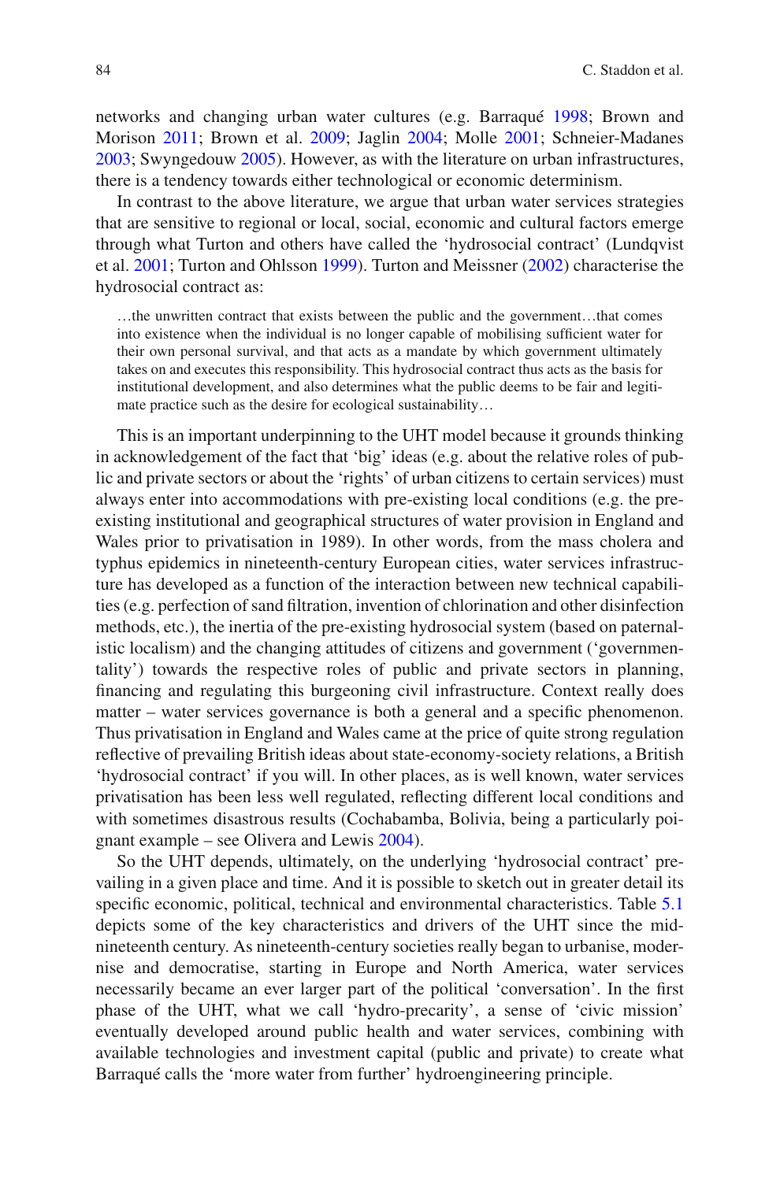networks and changing urban water cultures (e.g. Barraqué 1998; Brown and Morison 2011; Brown et al. 2009; Jaglin 2004; Molle 2001; Schneier-Madanes 2003; Swyngedouw 2005). However, as with the literature on urban infrastructures, there is a tendency towards either technological or economic determinism.

In contrast to the above literature, we argue that urban water services strategies that are sensitive to regional or local, social, economic and cultural factors emerge through what Turton and others have called the 'hydrosocial contract' (Lundqvist et al. 2001; Turton and Ohlsson 1999). Turton and Meissner (2002) characterise the hydrosocial contract as:

> …the unwritten contract that exists between the public and the government…that comes into existence when the individual is no longer capable of mobilising sufficient water for their own personal survival, and that acts as a mandate by which government ultimately takes on and executes this responsibility. This hydrosocial contract thus acts as the basis for institutional development, and also determines what the public deems to be fair and legitimate practice such as the desire for ecological sustainability…

This is an important underpinning to the UHT model because it grounds thinking in acknowledgement of the fact that 'big' ideas (e.g. about the relative roles of public and private sectors or about the 'rights' of urban citizens to certain services) must always enter into accommodations with pre-existing local conditions (e.g. the pre-existing institutional and geographical structures of water provision in England and Wales prior to privatisation in 1989). In other words, from the mass cholera and typhus epidemics in nineteenth-century European cities, water services infrastructure has developed as a function of the interaction between new technical capabilities (e.g. perfection of sand filtration, invention of chlorination and other disinfection methods, etc.), the inertia of the pre-existing hydrosocial system (based on paternalistic localism) and the changing attitudes of citizens and government ('governmentality') towards the respective roles of public and private sectors in planning, financing and regulating this burgeoning civil infrastructure. Context really does matter – water services governance is both a general and a specific phenomenon. Thus privatisation in England and Wales came at the price of quite strong regulation reflective of prevailing British ideas about state-economy-society relations, a British 'hydrosocial contract' if you will. In other places, as is well known, water services privatisation has been less well regulated, reflecting different local conditions and with sometimes disastrous results (Cochabamba, Bolivia, being a particularly poignant example – see Olivera and Lewis 2004).

So the UHT depends, ultimately, on the underlying 'hydrosocial contract' prevailing in a given place and time. And it is possible to sketch out in greater detail its specific economic, political, technical and environmental characteristics. Table 5.1 depicts some of the key characteristics and drivers of the UHT since the mid-nineteenth century. As nineteenth-century societies really began to urbanise, modernise and democratise, starting in Europe and North America, water services necessarily became an ever larger part of the political 'conversation'. In the first phase of the UHT, what we call 'hydro-precarity', a sense of 'civic mission' eventually developed around public health and water services, combining with available technologies and investment capital (public and private) to create what Barraqué calls the 'more water from further' hydroengineering principle.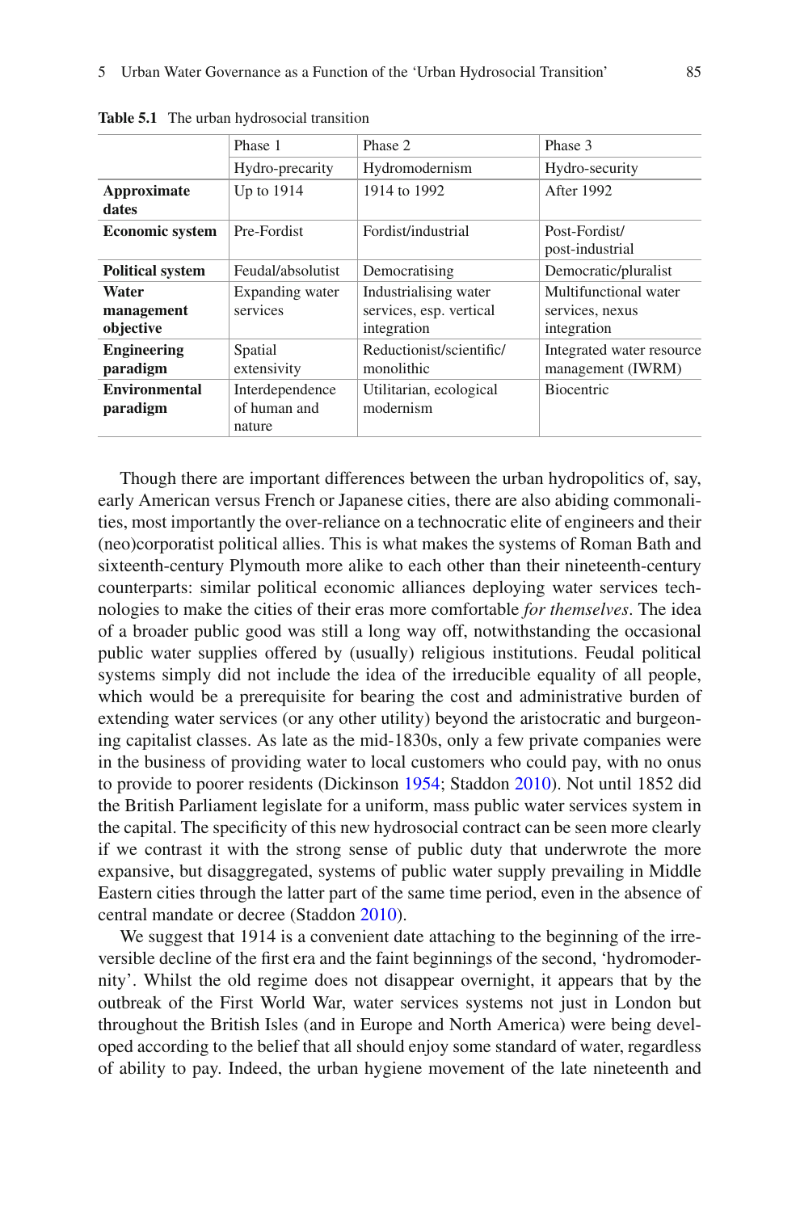Table 5.1 The urban hydrosocial transition

| | Phase 1 | Phase 2 | Phase 3 |
|---|---|---|---|
| | Hydro-precarity | Hydromodernism | Hydro-security |
| **Approximate dates** | Up to 1914 | 1914 to 1992 | After 1992 |
| **Economic system** | Pre-Fordist | Fordist/industrial | Post-Fordist/ post-industrial |
| **Political system** | Feudal/absolutist | Democratising | Democratic/pluralist |
| **Water management objective** | Expanding water services | Industrialising water services, esp. vertical integration | Multifunctional water services, nexus integration |
| **Engineering paradigm** | Spatial extensivity | Reductionist/scientific/ monolithic | Integrated water resource management (IWRM) |
| **Environmental paradigm** | Interdependence of human and nature | Utilitarian, ecological modernism | Biocentric |

Though there are important differences between the urban hydropolitics of, say, early American versus French or Japanese cities, there are also abiding commonalities, most importantly the over-reliance on a technocratic elite of engineers and their (neo)corporatist political allies. This is what makes the systems of Roman Bath and sixteenth-century Plymouth more alike to each other than their nineteenth-century counterparts: similar political economic alliances deploying water services technologies to make the cities of their eras more comfortable *for themselves*. The idea of a broader public good was still a long way off, notwithstanding the occasional public water supplies offered by (usually) religious institutions. Feudal political systems simply did not include the idea of the irreducible equality of all people, which would be a prerequisite for bearing the cost and administrative burden of extending water services (or any other utility) beyond the aristocratic and burgeoning capitalist classes. As late as the mid-1830s, only a few private companies were in the business of providing water to local customers who could pay, with no onus to provide to poorer residents (Dickinson 1954; Staddon 2010). Not until 1852 did the British Parliament legislate for a uniform, mass public water services system in the capital. The specificity of this new hydrosocial contract can be seen more clearly if we contrast it with the strong sense of public duty that underwrote the more expansive, but disaggregated, systems of public water supply prevailing in Middle Eastern cities through the latter part of the same time period, even in the absence of central mandate or decree (Staddon 2010).

We suggest that 1914 is a convenient date attaching to the beginning of the irreversible decline of the first era and the faint beginnings of the second, 'hydromodernity'. Whilst the old regime does not disappear overnight, it appears that by the outbreak of the First World War, water services systems not just in London but throughout the British Isles (and in Europe and North America) were being developed according to the belief that all should enjoy some standard of water, regardless of ability to pay. Indeed, the urban hygiene movement of the late nineteenth and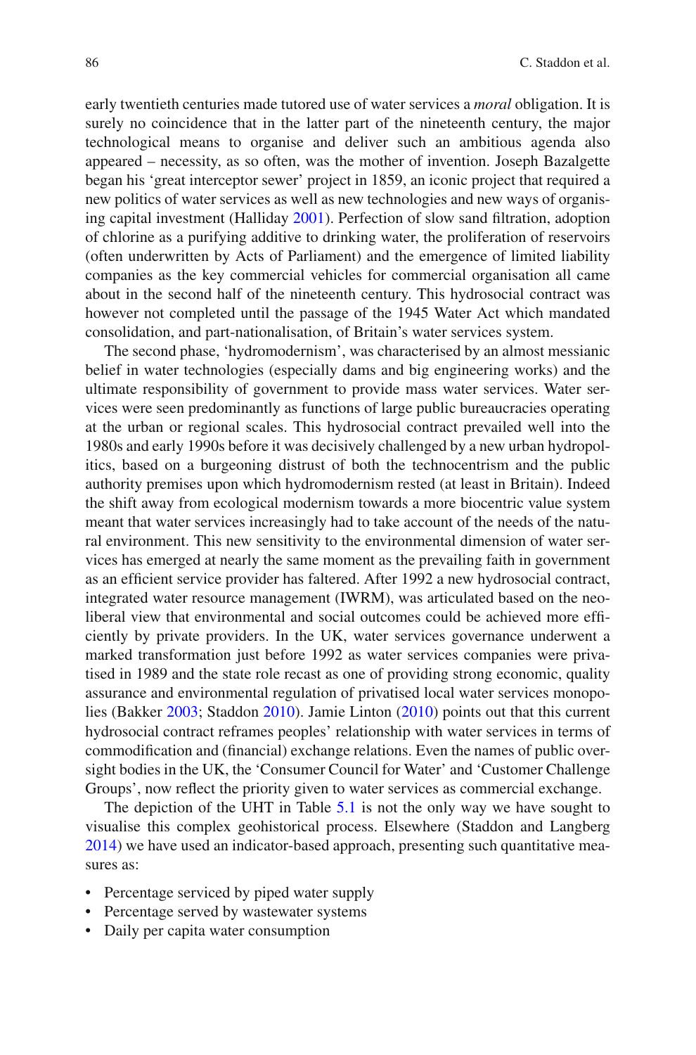early twentieth centuries made tutored use of water services a *moral* obligation. It is surely no coincidence that in the latter part of the nineteenth century, the major technological means to organise and deliver such an ambitious agenda also appeared – necessity, as so often, was the mother of invention. Joseph Bazalgette began his 'great interceptor sewer' project in 1859, an iconic project that required a new politics of water services as well as new technologies and new ways of organising capital investment (Halliday 2001). Perfection of slow sand filtration, adoption of chlorine as a purifying additive to drinking water, the proliferation of reservoirs (often underwritten by Acts of Parliament) and the emergence of limited liability companies as the key commercial vehicles for commercial organisation all came about in the second half of the nineteenth century. This hydrosocial contract was however not completed until the passage of the 1945 Water Act which mandated consolidation, and part-nationalisation, of Britain's water services system.

The second phase, 'hydromodernism', was characterised by an almost messianic belief in water technologies (especially dams and big engineering works) and the ultimate responsibility of government to provide mass water services. Water services were seen predominantly as functions of large public bureaucracies operating at the urban or regional scales. This hydrosocial contract prevailed well into the 1980s and early 1990s before it was decisively challenged by a new urban hydropolitics, based on a burgeoning distrust of both the technocentrism and the public authority premises upon which hydromodernism rested (at least in Britain). Indeed the shift away from ecological modernism towards a more biocentric value system meant that water services increasingly had to take account of the needs of the natural environment. This new sensitivity to the environmental dimension of water services has emerged at nearly the same moment as the prevailing faith in government as an efficient service provider has faltered. After 1992 a new hydrosocial contract, integrated water resource management (IWRM), was articulated based on the neoliberal view that environmental and social outcomes could be achieved more efficiently by private providers. In the UK, water services governance underwent a marked transformation just before 1992 as water services companies were privatised in 1989 and the state role recast as one of providing strong economic, quality assurance and environmental regulation of privatised local water services monopolies (Bakker 2003; Staddon 2010). Jamie Linton (2010) points out that this current hydrosocial contract reframes peoples' relationship with water services in terms of commodification and (financial) exchange relations. Even the names of public oversight bodies in the UK, the 'Consumer Council for Water' and 'Customer Challenge Groups', now reflect the priority given to water services as commercial exchange.

The depiction of the UHT in Table 5.1 is not the only way we have sought to visualise this complex geohistorical process. Elsewhere (Staddon and Langberg 2014) we have used an indicator-based approach, presenting such quantitative measures as:

- Percentage serviced by piped water supply
- Percentage served by wastewater systems
- Daily per capita water consumption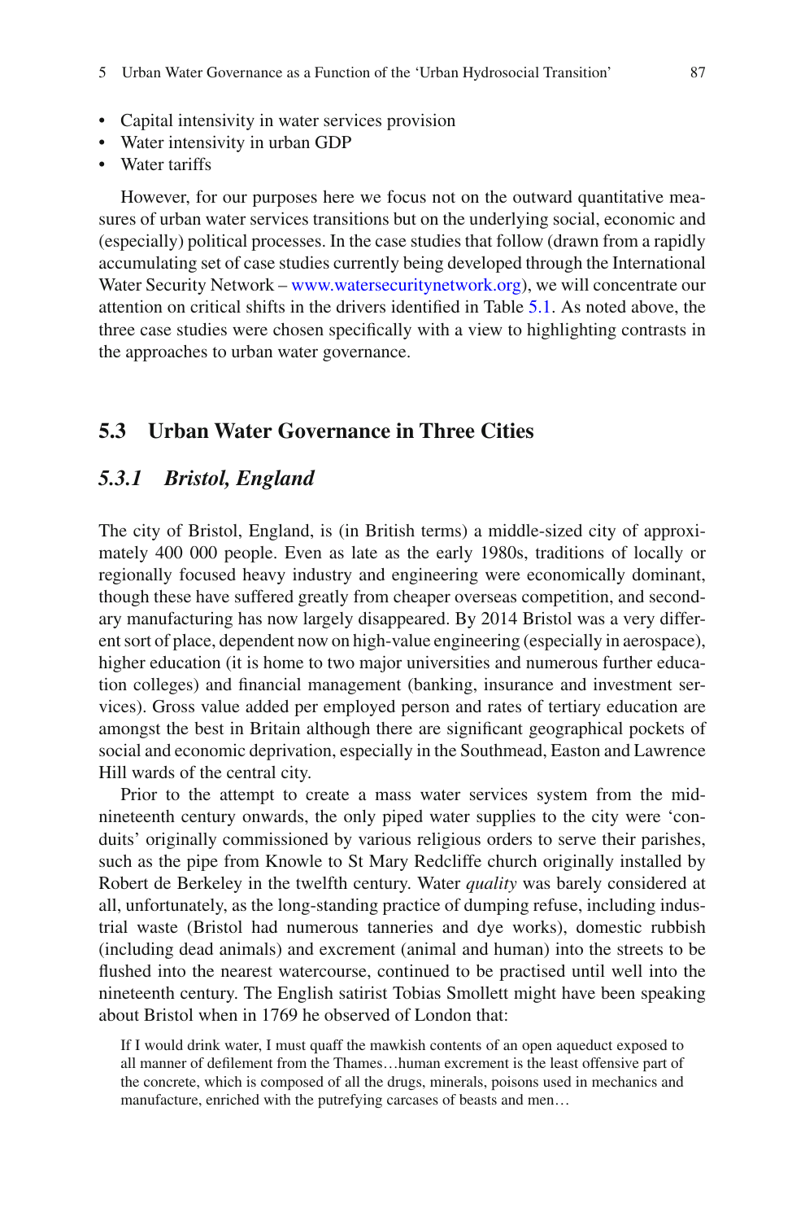- Capital intensity in water services provision
- Water intensity in urban GDP
- Water tariffs

However, for our purposes here we focus not on the outward quantitative measures of urban water services transitions but on the underlying social, economic and (especially) political processes. In the case studies that follow (drawn from a rapidly accumulating set of case studies currently being developed through the International Water Security Network – www.watersecuritynetwork.org), we will concentrate our attention on critical shifts in the drivers identified in Table 5.1. As noted above, the three case studies were chosen specifically with a view to highlighting contrasts in the approaches to urban water governance.

## 5.3 Urban Water Governance in Three Cities

### *5.3.1 Bristol, England*

The city of Bristol, England, is (in British terms) a middle-sized city of approximately 400 000 people. Even as late as the early 1980s, traditions of locally or regionally focused heavy industry and engineering were economically dominant, though these have suffered greatly from cheaper overseas competition, and secondary manufacturing has now largely disappeared. By 2014 Bristol was a very different sort of place, dependent now on high-value engineering (especially in aerospace), higher education (it is home to two major universities and numerous further education colleges) and financial management (banking, insurance and investment services). Gross value added per employed person and rates of tertiary education are amongst the best in Britain although there are significant geographical pockets of social and economic deprivation, especially in the Southmead, Easton and Lawrence Hill wards of the central city.

Prior to the attempt to create a mass water services system from the mid-nineteenth century onwards, the only piped water supplies to the city were 'conduits' originally commissioned by various religious orders to serve their parishes, such as the pipe from Knowle to St Mary Redcliffe church originally installed by Robert de Berkeley in the twelfth century. Water *quality* was barely considered at all, unfortunately, as the long-standing practice of dumping refuse, including industrial waste (Bristol had numerous tanneries and dye works), domestic rubbish (including dead animals) and excrement (animal and human) into the streets to be flushed into the nearest watercourse, continued to be practised until well into the nineteenth century. The English satirist Tobias Smollett might have been speaking about Bristol when in 1769 he observed of London that:

> If I would drink water, I must quaff the mawkish contents of an open aqueduct exposed to all manner of defilement from the Thames…human excrement is the least offensive part of the concrete, which is composed of all the drugs, minerals, poisons used in mechanics and manufacture, enriched with the putrefying carcases of beasts and men…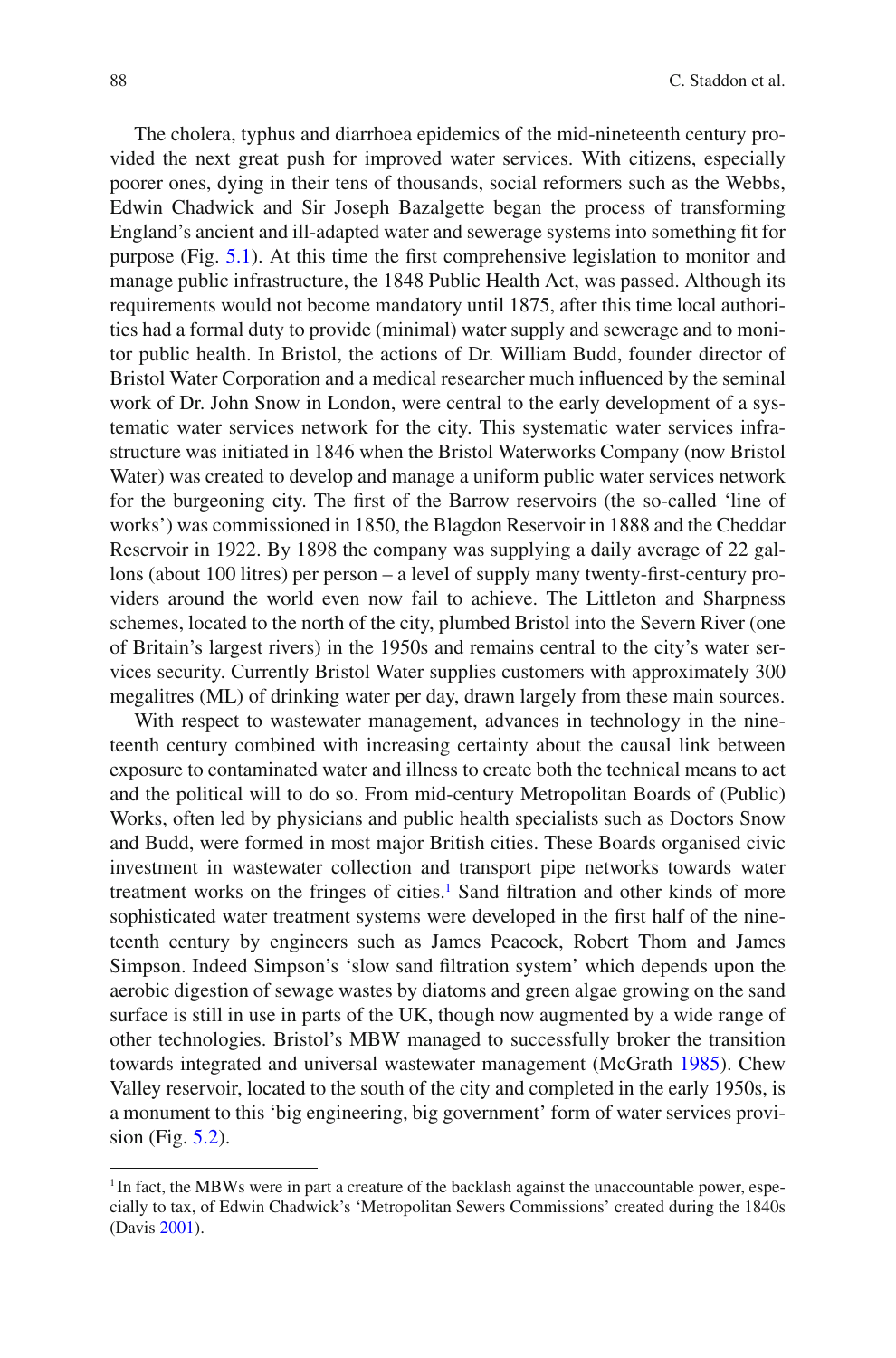The cholera, typhus and diarrhoea epidemics of the mid-nineteenth century provided the next great push for improved water services. With citizens, especially poorer ones, dying in their tens of thousands, social reformers such as the Webbs, Edwin Chadwick and Sir Joseph Bazalgette began the process of transforming England's ancient and ill-adapted water and sewerage systems into something fit for purpose (Fig. 5.1). At this time the first comprehensive legislation to monitor and manage public infrastructure, the 1848 Public Health Act, was passed. Although its requirements would not become mandatory until 1875, after this time local authorities had a formal duty to provide (minimal) water supply and sewerage and to monitor public health. In Bristol, the actions of Dr. William Budd, founder director of Bristol Water Corporation and a medical researcher much influenced by the seminal work of Dr. John Snow in London, were central to the early development of a systematic water services network for the city. This systematic water services infrastructure was initiated in 1846 when the Bristol Waterworks Company (now Bristol Water) was created to develop and manage a uniform public water services network for the burgeoning city. The first of the Barrow reservoirs (the so-called 'line of works') was commissioned in 1850, the Blagdon Reservoir in 1888 and the Cheddar Reservoir in 1922. By 1898 the company was supplying a daily average of 22 gallons (about 100 litres) per person – a level of supply many twenty-first-century providers around the world even now fail to achieve. The Littleton and Sharpness schemes, located to the north of the city, plumbed Bristol into the Severn River (one of Britain's largest rivers) in the 1950s and remains central to the city's water services security. Currently Bristol Water supplies customers with approximately 300 megalitres (ML) of drinking water per day, drawn largely from these main sources.

With respect to wastewater management, advances in technology in the nineteenth century combined with increasing certainty about the causal link between exposure to contaminated water and illness to create both the technical means to act and the political will to do so. From mid-century Metropolitan Boards of (Public) Works, often led by physicians and public health specialists such as Doctors Snow and Budd, were formed in most major British cities. These Boards organised civic investment in wastewater collection and transport pipe networks towards water treatment works on the fringes of cities.[1] Sand filtration and other kinds of more sophisticated water treatment systems were developed in the first half of the nineteenth century by engineers such as James Peacock, Robert Thom and James Simpson. Indeed Simpson's 'slow sand filtration system' which depends upon the aerobic digestion of sewage wastes by diatoms and green algae growing on the sand surface is still in use in parts of the UK, though now augmented by a wide range of other technologies. Bristol's MBW managed to successfully broker the transition towards integrated and universal wastewater management (McGrath 1985). Chew Valley reservoir, located to the south of the city and completed in the early 1950s, is a monument to this 'big engineering, big government' form of water services provision (Fig. 5.2).

[1] In fact, the MBWs were in part a creature of the backlash against the unaccountable power, especially to tax, of Edwin Chadwick's 'Metropolitan Sewers Commissions' created during the 1840s (Davis 2001).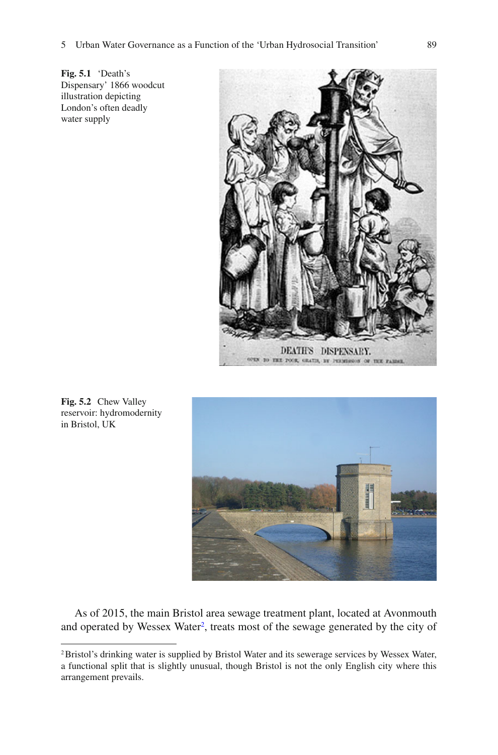**Fig. 5.1** 'Death's Dispensary' 1866 woodcut illustration depicting London's often deadly water supply

**Fig. 5.2** Chew Valley reservoir: hydromodernity in Bristol, UK

As of 2015, the main Bristol area sewage treatment plant, located at Avonmouth and operated by Wessex Water[2], treats most of the sewage generated by the city of

---

[2] Bristol's drinking water is supplied by Bristol Water and its sewerage services by Wessex Water, a functional split that is slightly unusual, though Bristol is not the only English city where this arrangement prevails.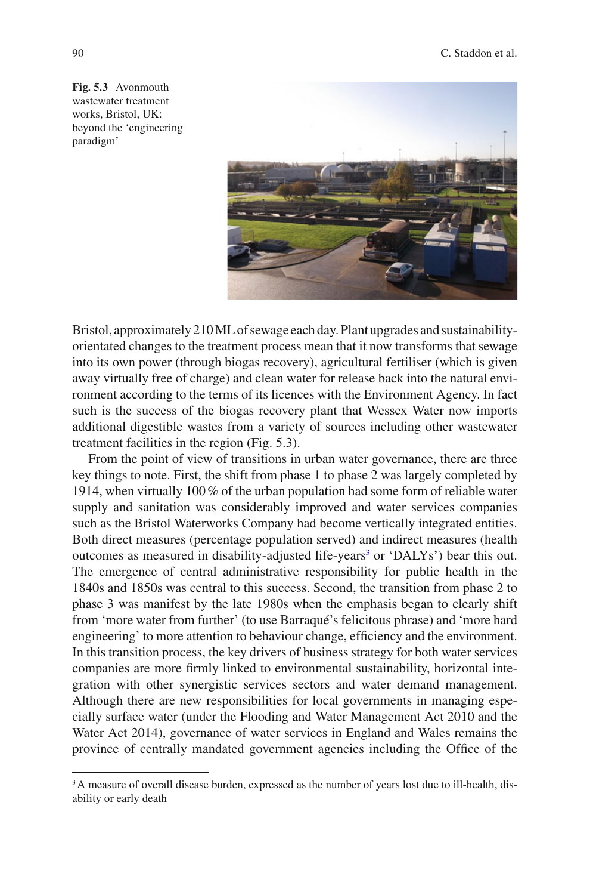**Fig. 5.3** Avonmouth wastewater treatment works, Bristol, UK: beyond the 'engineering paradigm'

Bristol, approximately 210 ML of sewage each day. Plant upgrades and sustainability-orientated changes to the treatment process mean that it now transforms that sewage into its own power (through biogas recovery), agricultural fertiliser (which is given away virtually free of charge) and clean water for release back into the natural environment according to the terms of its licences with the Environment Agency. In fact such is the success of the biogas recovery plant that Wessex Water now imports additional digestible wastes from a variety of sources including other wastewater treatment facilities in the region (Fig. 5.3).

From the point of view of transitions in urban water governance, there are three key things to note. First, the shift from phase 1 to phase 2 was largely completed by 1914, when virtually 100 % of the urban population had some form of reliable water supply and sanitation was considerably improved and water services companies such as the Bristol Waterworks Company had become vertically integrated entities. Both direct measures (percentage population served) and indirect measures (health outcomes as measured in disability-adjusted life-years[3] or 'DALYs') bear this out. The emergence of central administrative responsibility for public health in the 1840s and 1850s was central to this success. Second, the transition from phase 2 to phase 3 was manifest by the late 1980s when the emphasis began to clearly shift from 'more water from further' (to use Barraqué's felicitous phrase) and 'more hard engineering' to more attention to behaviour change, efficiency and the environment. In this transition process, the key drivers of business strategy for both water services companies are more firmly linked to environmental sustainability, horizontal integration with other synergistic services sectors and water demand management. Although there are new responsibilities for local governments in managing especially surface water (under the Flooding and Water Management Act 2010 and the Water Act 2014), governance of water services in England and Wales remains the province of centrally mandated government agencies including the Office of the

[3] A measure of overall disease burden, expressed as the number of years lost due to ill-health, disability or early death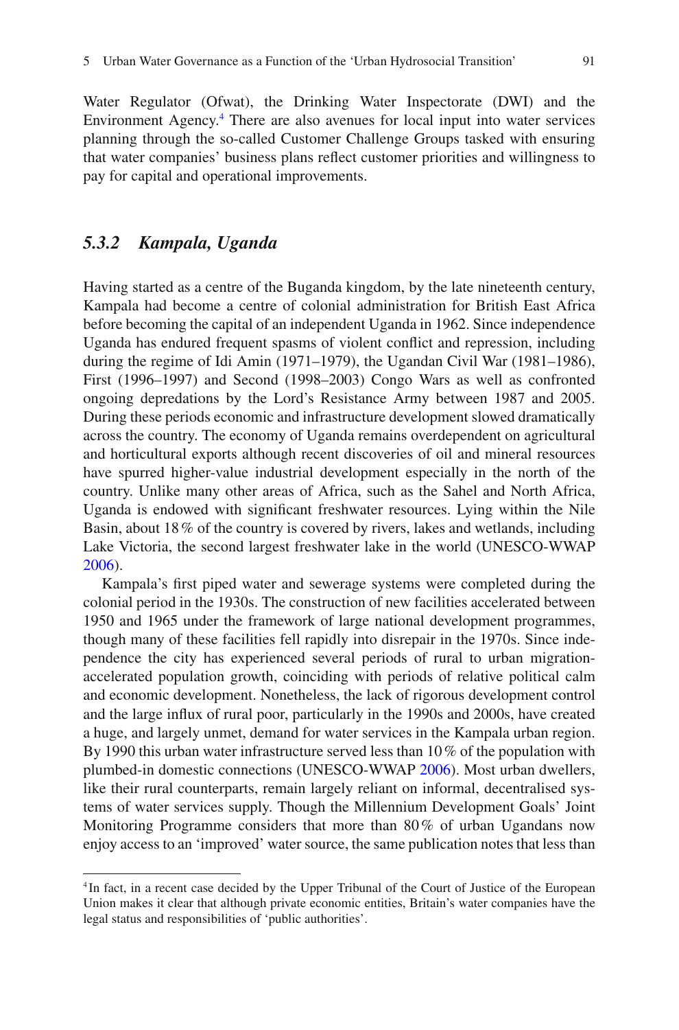Water Regulator (Ofwat), the Drinking Water Inspectorate (DWI) and the Environment Agency.[4] There are also avenues for local input into water services planning through the so-called Customer Challenge Groups tasked with ensuring that water companies' business plans reflect customer priorities and willingness to pay for capital and operational improvements.

### *5.3.2 Kampala, Uganda*

Having started as a centre of the Buganda kingdom, by the late nineteenth century, Kampala had become a centre of colonial administration for British East Africa before becoming the capital of an independent Uganda in 1962. Since independence Uganda has endured frequent spasms of violent conflict and repression, including during the regime of Idi Amin (1971–1979), the Ugandan Civil War (1981–1986), First (1996–1997) and Second (1998–2003) Congo Wars as well as confronted ongoing depredations by the Lord's Resistance Army between 1987 and 2005. During these periods economic and infrastructure development slowed dramatically across the country. The economy of Uganda remains overdependent on agricultural and horticultural exports although recent discoveries of oil and mineral resources have spurred higher-value industrial development especially in the north of the country. Unlike many other areas of Africa, such as the Sahel and North Africa, Uganda is endowed with significant freshwater resources. Lying within the Nile Basin, about 18 % of the country is covered by rivers, lakes and wetlands, including Lake Victoria, the second largest freshwater lake in the world (UNESCO-WWAP 2006).

Kampala's first piped water and sewerage systems were completed during the colonial period in the 1930s. The construction of new facilities accelerated between 1950 and 1965 under the framework of large national development programmes, though many of these facilities fell rapidly into disrepair in the 1970s. Since independence the city has experienced several periods of rural to urban migration-accelerated population growth, coinciding with periods of relative political calm and economic development. Nonetheless, the lack of rigorous development control and the large influx of rural poor, particularly in the 1990s and 2000s, have created a huge, and largely unmet, demand for water services in the Kampala urban region. By 1990 this urban water infrastructure served less than 10 % of the population with plumbed-in domestic connections (UNESCO-WWAP 2006). Most urban dwellers, like their rural counterparts, remain largely reliant on informal, decentralised systems of water services supply. Though the Millennium Development Goals' Joint Monitoring Programme considers that more than 80 % of urban Ugandans now enjoy access to an 'improved' water source, the same publication notes that less than

[4] In fact, in a recent case decided by the Upper Tribunal of the Court of Justice of the European Union makes it clear that although private economic entities, Britain's water companies have the legal status and responsibilities of 'public authorities'.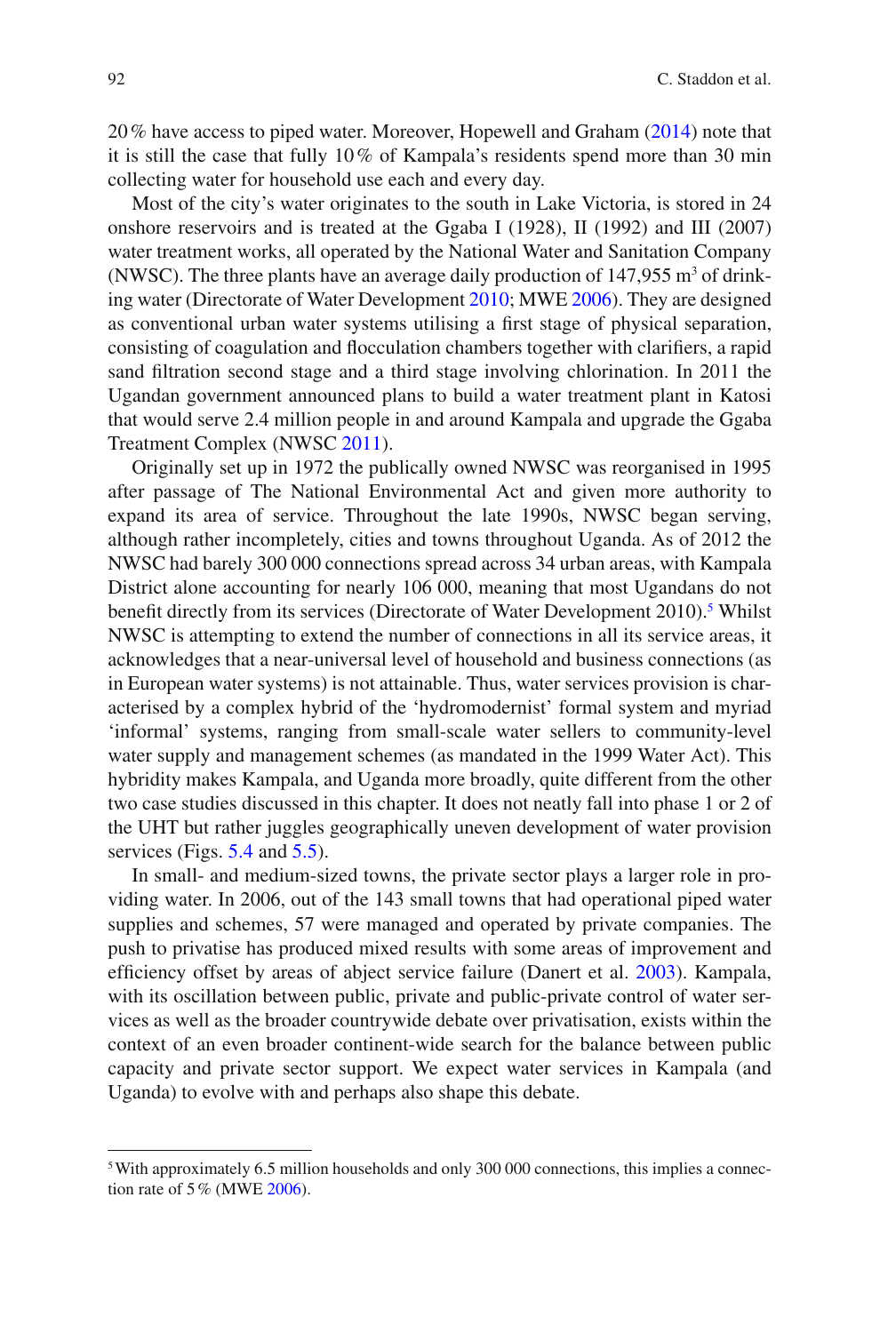20 % have access to piped water. Moreover, Hopewell and Graham (2014) note that it is still the case that fully 10 % of Kampala's residents spend more than 30 min collecting water for household use each and every day.

Most of the city's water originates to the south in Lake Victoria, is stored in 24 onshore reservoirs and is treated at the Ggaba I (1928), II (1992) and III (2007) water treatment works, all operated by the National Water and Sanitation Company (NWSC). The three plants have an average daily production of 147,955 $m^3$ of drinking water (Directorate of Water Development 2010; MWE 2006). They are designed as conventional urban water systems utilising a first stage of physical separation, consisting of coagulation and flocculation chambers together with clarifiers, a rapid sand filtration second stage and a third stage involving chlorination. In 2011 the Ugandan government announced plans to build a water treatment plant in Katosi that would serve 2.4 million people in and around Kampala and upgrade the Ggaba Treatment Complex (NWSC 2011).

Originally set up in 1972 the publically owned NWSC was reorganised in 1995 after passage of The National Environmental Act and given more authority to expand its area of service. Throughout the late 1990s, NWSC began serving, although rather incompletely, cities and towns throughout Uganda. As of 2012 the NWSC had barely 300 000 connections spread across 34 urban areas, with Kampala District alone accounting for nearly 106 000, meaning that most Ugandans do not benefit directly from its services (Directorate of Water Development 2010).[5] Whilst NWSC is attempting to extend the number of connections in all its service areas, it acknowledges that a near-universal level of household and business connections (as in European water systems) is not attainable. Thus, water services provision is characterised by a complex hybrid of the 'hydromodernist' formal system and myriad 'informal' systems, ranging from small-scale water sellers to community-level water supply and management schemes (as mandated in the 1999 Water Act). This hybridity makes Kampala, and Uganda more broadly, quite different from the other two case studies discussed in this chapter. It does not neatly fall into phase 1 or 2 of the UHT but rather juggles geographically uneven development of water provision services (Figs. 5.4 and 5.5).

In small- and medium-sized towns, the private sector plays a larger role in providing water. In 2006, out of the 143 small towns that had operational piped water supplies and schemes, 57 were managed and operated by private companies. The push to privatise has produced mixed results with some areas of improvement and efficiency offset by areas of abject service failure (Danert et al. 2003). Kampala, with its oscillation between public, private and public-private control of water services as well as the broader countrywide debate over privatisation, exists within the context of an even broader continent-wide search for the balance between public capacity and private sector support. We expect water services in Kampala (and Uganda) to evolve with and perhaps also shape this debate.

[5] With approximately 6.5 million households and only 300 000 connections, this implies a connection rate of 5 % (MWE 2006).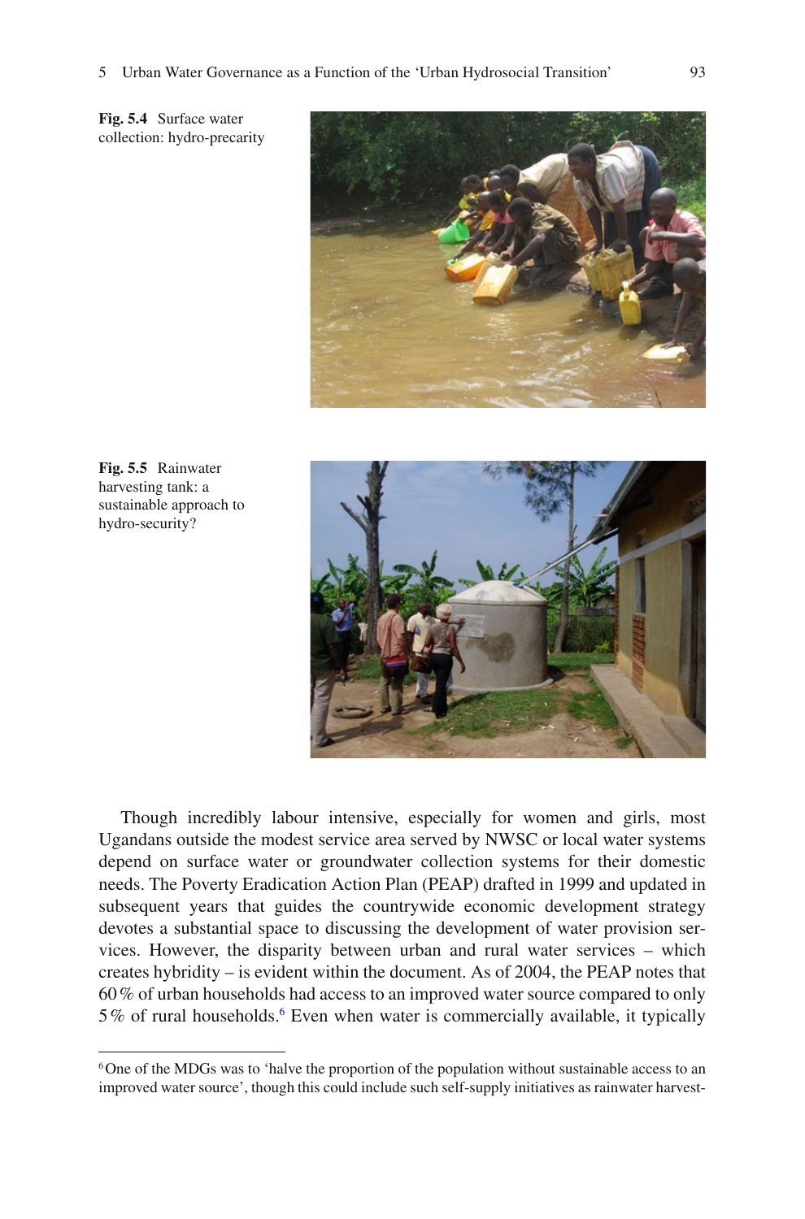**Fig. 5.4** Surface water collection: hydro-precarity

**Fig. 5.5** Rainwater harvesting tank: a sustainable approach to hydro-security?

Though incredibly labour intensive, especially for women and girls, most Ugandans outside the modest service area served by NWSC or local water systems depend on surface water or groundwater collection systems for their domestic needs. The Poverty Eradication Action Plan (PEAP) drafted in 1999 and updated in subsequent years that guides the countrywide economic development strategy devotes a substantial space to discussing the development of water provision services. However, the disparity between urban and rural water services – which creates hybridity – is evident within the document. As of 2004, the PEAP notes that 60 % of urban households had access to an improved water source compared to only 5 % of rural households.[6] Even when water is commercially available, it typically

[6] One of the MDGs was to 'halve the proportion of the population without sustainable access to an improved water source', though this could include such self-supply initiatives as rainwater harvest-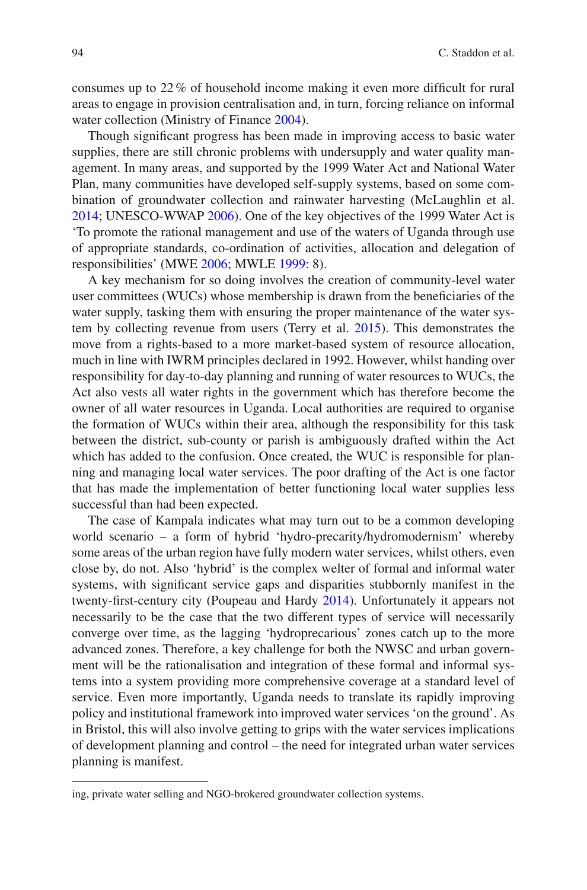consumes up to 22 % of household income making it even more difficult for rural areas to engage in provision centralisation and, in turn, forcing reliance on informal water collection (Ministry of Finance 2004).

Though significant progress has been made in improving access to basic water supplies, there are still chronic problems with undersupply and water quality management. In many areas, and supported by the 1999 Water Act and National Water Plan, many communities have developed self-supply systems, based on some combination of groundwater collection and rainwater harvesting (McLaughlin et al. 2014; UNESCO-WWAP 2006). One of the key objectives of the 1999 Water Act is 'To promote the rational management and use of the waters of Uganda through use of appropriate standards, co-ordination of activities, allocation and delegation of responsibilities' (MWE 2006; MWLE 1999: 8).

A key mechanism for so doing involves the creation of community-level water user committees (WUCs) whose membership is drawn from the beneficiaries of the water supply, tasking them with ensuring the proper maintenance of the water system by collecting revenue from users (Terry et al. 2015). This demonstrates the move from a rights-based to a more market-based system of resource allocation, much in line with IWRM principles declared in 1992. However, whilst handing over responsibility for day-to-day planning and running of water resources to WUCs, the Act also vests all water rights in the government which has therefore become the owner of all water resources in Uganda. Local authorities are required to organise the formation of WUCs within their area, although the responsibility for this task between the district, sub-county or parish is ambiguously drafted within the Act which has added to the confusion. Once created, the WUC is responsible for planning and managing local water services. The poor drafting of the Act is one factor that has made the implementation of better functioning local water supplies less successful than had been expected.

The case of Kampala indicates what may turn out to be a common developing world scenario – a form of hybrid 'hydro-precarity/hydromodernism' whereby some areas of the urban region have fully modern water services, whilst others, even close by, do not. Also 'hybrid' is the complex welter of formal and informal water systems, with significant service gaps and disparities stubbornly manifest in the twenty-first-century city (Poupeau and Hardy 2014). Unfortunately it appears not necessarily to be the case that the two different types of service will necessarily converge over time, as the lagging 'hydroprecarious' zones catch up to the more advanced zones. Therefore, a key challenge for both the NWSC and urban government will be the rationalisation and integration of these formal and informal systems into a system providing more comprehensive coverage at a standard level of service. Even more importantly, Uganda needs to translate its rapidly improving policy and institutional framework into improved water services 'on the ground'. As in Bristol, this will also involve getting to grips with the water services implications of development planning and control – the need for integrated urban water services planning is manifest.

---

ing, private water selling and NGO-brokered groundwater collection systems.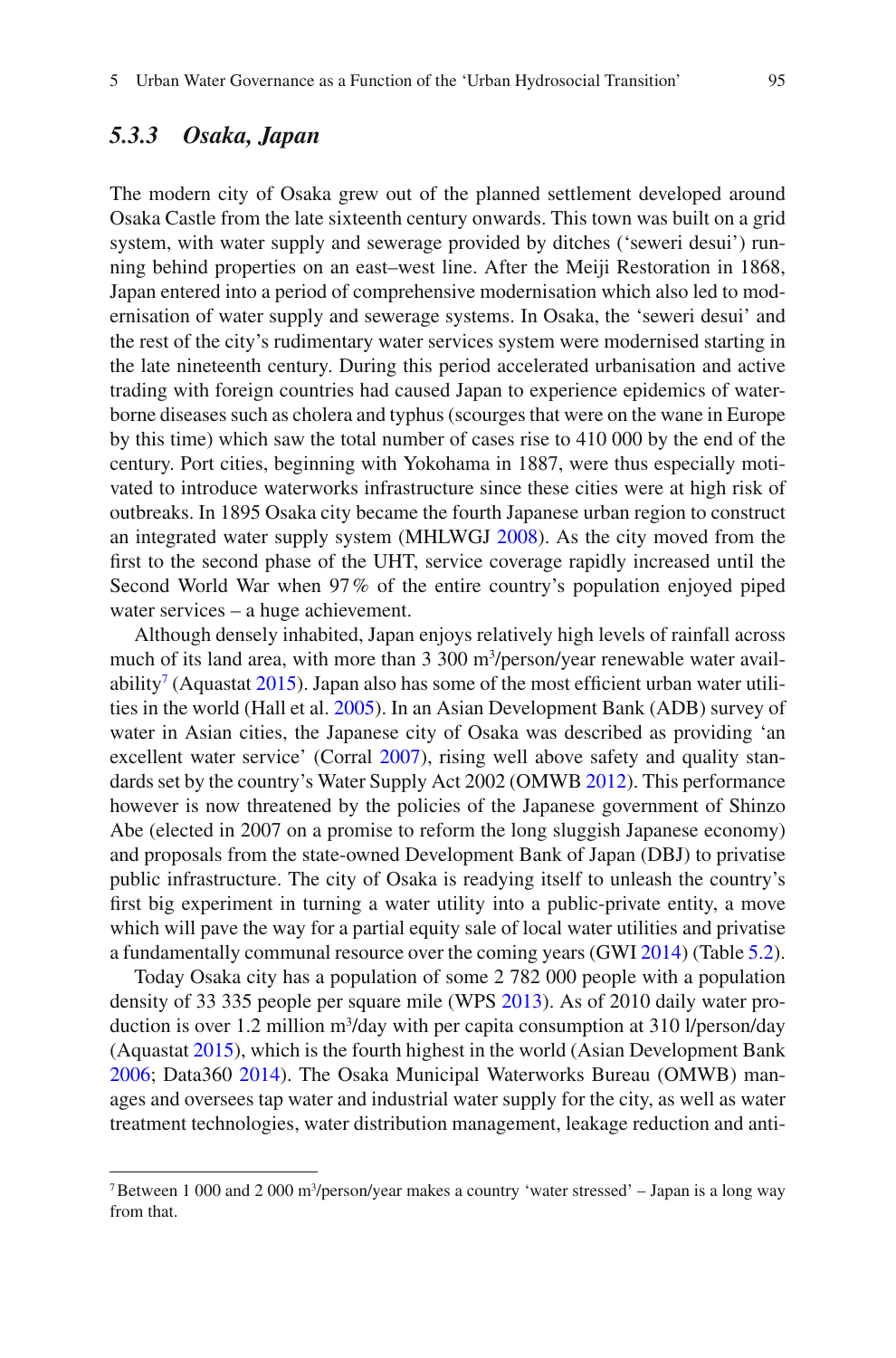### 5.3.3 Osaka, Japan

The modern city of Osaka grew out of the planned settlement developed around Osaka Castle from the late sixteenth century onwards. This town was built on a grid system, with water supply and sewerage provided by ditches ('seweri desui') running behind properties on an east–west line. After the Meiji Restoration in 1868, Japan entered into a period of comprehensive modernisation which also led to modernisation of water supply and sewerage systems. In Osaka, the 'seweri desui' and the rest of the city's rudimentary water services system were modernised starting in the late nineteenth century. During this period accelerated urbanisation and active trading with foreign countries had caused Japan to experience epidemics of waterborne diseases such as cholera and typhus (scourges that were on the wane in Europe by this time) which saw the total number of cases rise to 410 000 by the end of the century. Port cities, beginning with Yokohama in 1887, were thus especially motivated to introduce waterworks infrastructure since these cities were at high risk of outbreaks. In 1895 Osaka city became the fourth Japanese urban region to construct an integrated water supply system (MHLWGJ 2008). As the city moved from the first to the second phase of the UHT, service coverage rapidly increased until the Second World War when 97 % of the entire country's population enjoyed piped water services – a huge achievement.

Although densely inhabited, Japan enjoys relatively high levels of rainfall across much of its land area, with more than 3 300 $m^3$/person/year renewable water availability[7] (Aquastat 2015). Japan also has some of the most efficient urban water utilities in the world (Hall et al. 2005). In an Asian Development Bank (ADB) survey of water in Asian cities, the Japanese city of Osaka was described as providing 'an excellent water service' (Corral 2007), rising well above safety and quality standards set by the country's Water Supply Act 2002 (OMWB 2012). This performance however is now threatened by the policies of the Japanese government of Shinzo Abe (elected in 2007 on a promise to reform the long sluggish Japanese economy) and proposals from the state-owned Development Bank of Japan (DBJ) to privatise public infrastructure. The city of Osaka is readying itself to unleash the country's first big experiment in turning a water utility into a public-private entity, a move which will pave the way for a partial equity sale of local water utilities and privatise a fundamentally communal resource over the coming years (GWI 2014) (Table 5.2).

Today Osaka city has a population of some 2 782 000 people with a population density of 33 335 people per square mile (WPS 2013). As of 2010 daily water production is over 1.2 million $m^3$/day with per capita consumption at 310 l/person/day (Aquastat 2015), which is the fourth highest in the world (Asian Development Bank 2006; Data360 2014). The Osaka Municipal Waterworks Bureau (OMWB) manages and oversees tap water and industrial water supply for the city, as well as water treatment technologies, water distribution management, leakage reduction and anti-

---

[7] Between 1 000 and 2 000 $m^3$/person/year makes a country 'water stressed' – Japan is a long way from that.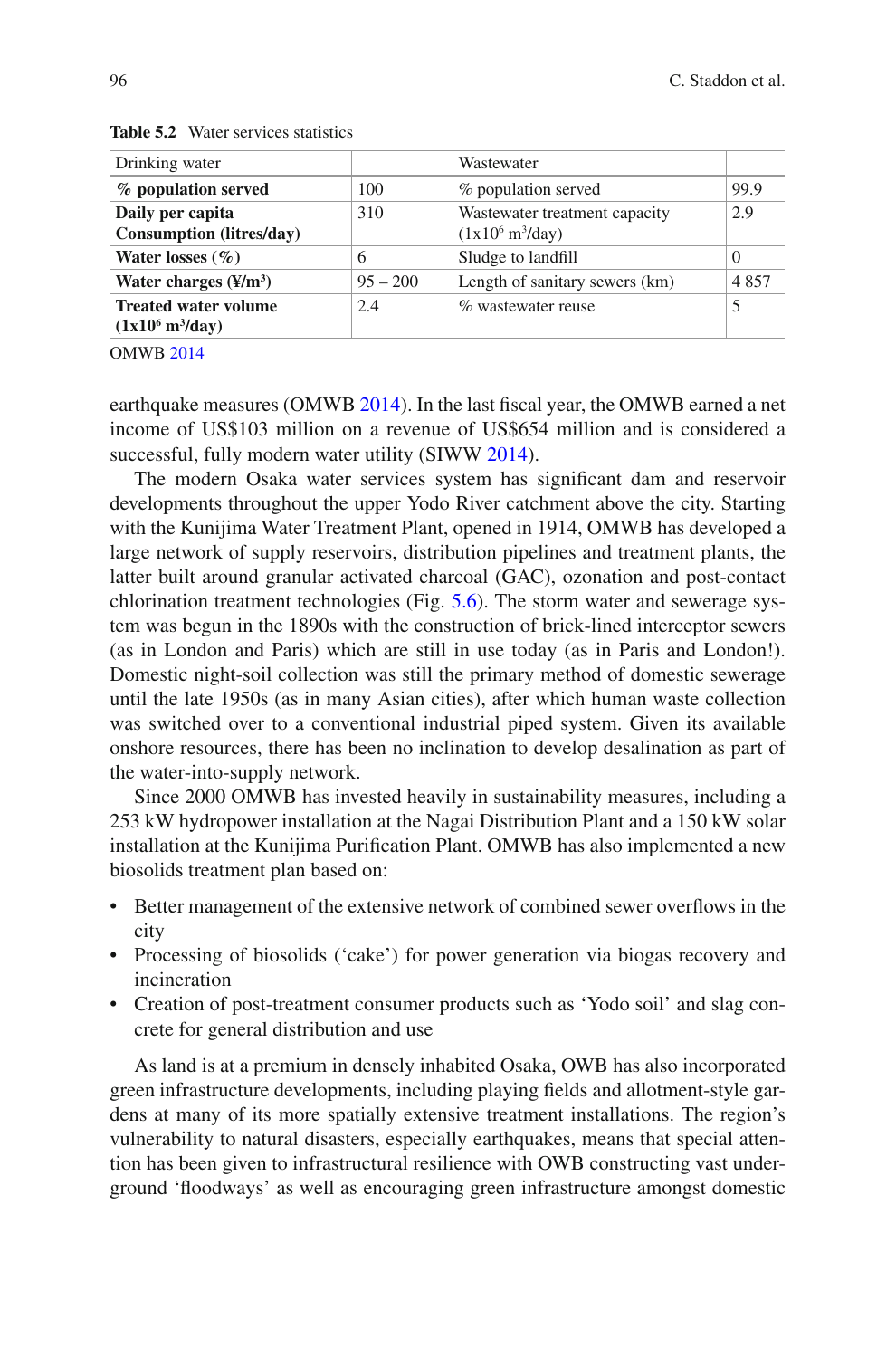**Table 5.2** Water services statistics

| Drinking water | | Wastewater | |
|---|---|---|---|
| **% population served** | 100 | % population served | 99.9 |
| **Daily per capita Consumption (litres/day)** | 310 | Wastewater treatment capacity ($1x10^6$ $m^3$/day) | 2.9 |
| **Water losses (%)** | 6 | Sludge to landfill | 0 |
| **Water charges (¥/$m^3$)** | 95 – 200 | Length of sanitary sewers (km) | 4 857 |
| **Treated water volume ($1x10^6$ $m^3$/day)** | 2.4 | % wastewater reuse | 5 |

OMWB 2014

earthquake measures (OMWB 2014). In the last fiscal year, the OMWB earned a net income of US$103 million on a revenue of US$654 million and is considered a successful, fully modern water utility (SIWW 2014).

The modern Osaka water services system has significant dam and reservoir developments throughout the upper Yodo River catchment above the city. Starting with the Kunijima Water Treatment Plant, opened in 1914, OMWB has developed a large network of supply reservoirs, distribution pipelines and treatment plants, the latter built around granular activated charcoal (GAC), ozonation and post-contact chlorination treatment technologies (Fig. 5.6). The storm water and sewerage system was begun in the 1890s with the construction of brick-lined interceptor sewers (as in London and Paris) which are still in use today (as in Paris and London!). Domestic night-soil collection was still the primary method of domestic sewerage until the late 1950s (as in many Asian cities), after which human waste collection was switched over to a conventional industrial piped system. Given its available onshore resources, there has been no inclination to develop desalination as part of the water-into-supply network.

Since 2000 OMWB has invested heavily in sustainability measures, including a 253 kW hydropower installation at the Nagai Distribution Plant and a 150 kW solar installation at the Kunijima Purification Plant. OMWB has also implemented a new biosolids treatment plan based on:

- Better management of the extensive network of combined sewer overflows in the city
- Processing of biosolids ('cake') for power generation via biogas recovery and incineration
- Creation of post-treatment consumer products such as 'Yodo soil' and slag concrete for general distribution and use

As land is at a premium in densely inhabited Osaka, OWB has also incorporated green infrastructure developments, including playing fields and allotment-style gardens at many of its more spatially extensive treatment installations. The region's vulnerability to natural disasters, especially earthquakes, means that special attention has been given to infrastructural resilience with OWB constructing vast underground 'floodways' as well as encouraging green infrastructure amongst domestic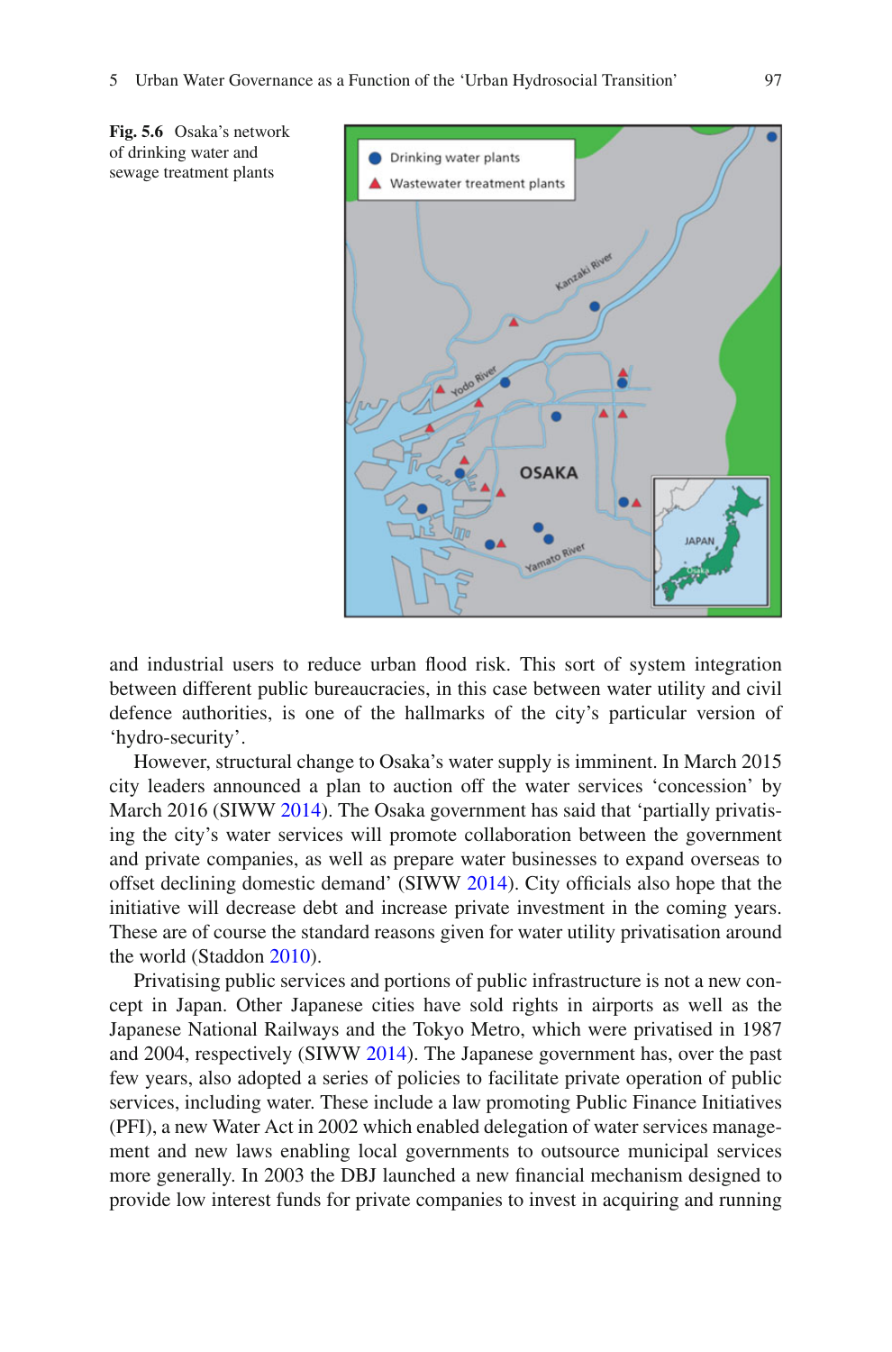**Fig. 5.6** Osaka's network of drinking water and sewage treatment plants

and industrial users to reduce urban flood risk. This sort of system integration between different public bureaucracies, in this case between water utility and civil defence authorities, is one of the hallmarks of the city's particular version of 'hydro-security'.

However, structural change to Osaka's water supply is imminent. In March 2015 city leaders announced a plan to auction off the water services 'concession' by March 2016 (SIWW 2014). The Osaka government has said that 'partially privatising the city's water services will promote collaboration between the government and private companies, as well as prepare water businesses to expand overseas to offset declining domestic demand' (SIWW 2014). City officials also hope that the initiative will decrease debt and increase private investment in the coming years. These are of course the standard reasons given for water utility privatisation around the world (Staddon 2010).

Privatising public services and portions of public infrastructure is not a new concept in Japan. Other Japanese cities have sold rights in airports as well as the Japanese National Railways and the Tokyo Metro, which were privatised in 1987 and 2004, respectively (SIWW 2014). The Japanese government has, over the past few years, also adopted a series of policies to facilitate private operation of public services, including water. These include a law promoting Public Finance Initiatives (PFI), a new Water Act in 2002 which enabled delegation of water services management and new laws enabling local governments to outsource municipal services more generally. In 2003 the DBJ launched a new financial mechanism designed to provide low interest funds for private companies to invest in acquiring and running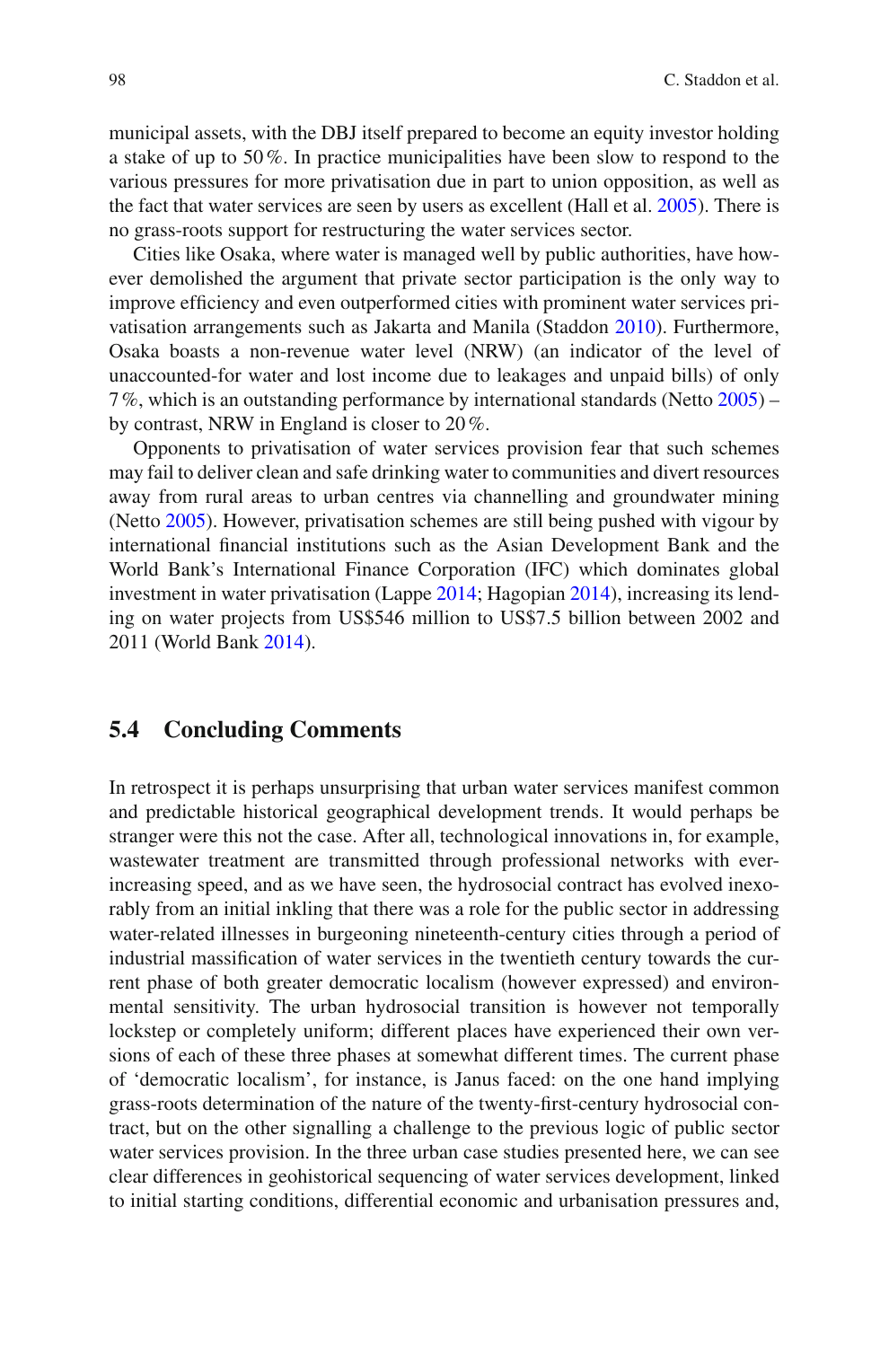municipal assets, with the DBJ itself prepared to become an equity investor holding a stake of up to 50 %. In practice municipalities have been slow to respond to the various pressures for more privatisation due in part to union opposition, as well as the fact that water services are seen by users as excellent (Hall et al. 2005). There is no grass-roots support for restructuring the water services sector.

Cities like Osaka, where water is managed well by public authorities, have however demolished the argument that private sector participation is the only way to improve efficiency and even outperformed cities with prominent water services privatisation arrangements such as Jakarta and Manila (Staddon 2010). Furthermore, Osaka boasts a non-revenue water level (NRW) (an indicator of the level of unaccounted-for water and lost income due to leakages and unpaid bills) of only 7 %, which is an outstanding performance by international standards (Netto 2005) – by contrast, NRW in England is closer to 20 %.

Opponents to privatisation of water services provision fear that such schemes may fail to deliver clean and safe drinking water to communities and divert resources away from rural areas to urban centres via channelling and groundwater mining (Netto 2005). However, privatisation schemes are still being pushed with vigour by international financial institutions such as the Asian Development Bank and the World Bank's International Finance Corporation (IFC) which dominates global investment in water privatisation (Lappe 2014; Hagopian 2014), increasing its lending on water projects from US$546 million to US$7.5 billion between 2002 and 2011 (World Bank 2014).

## 5.4 Concluding Comments

In retrospect it is perhaps unsurprising that urban water services manifest common and predictable historical geographical development trends. It would perhaps be stranger were this not the case. After all, technological innovations in, for example, wastewater treatment are transmitted through professional networks with ever-increasing speed, and as we have seen, the hydrosocial contract has evolved inexorably from an initial inkling that there was a role for the public sector in addressing water-related illnesses in burgeoning nineteenth-century cities through a period of industrial massification of water services in the twentieth century towards the current phase of both greater democratic localism (however expressed) and environmental sensitivity. The urban hydrosocial transition is however not temporally lockstep or completely uniform; different places have experienced their own versions of each of these three phases at somewhat different times. The current phase of 'democratic localism', for instance, is Janus faced: on the one hand implying grass-roots determination of the nature of the twenty-first-century hydrosocial contract, but on the other signalling a challenge to the previous logic of public sector water services provision. In the three urban case studies presented here, we can see clear differences in geohistorical sequencing of water services development, linked to initial starting conditions, differential economic and urbanisation pressures and,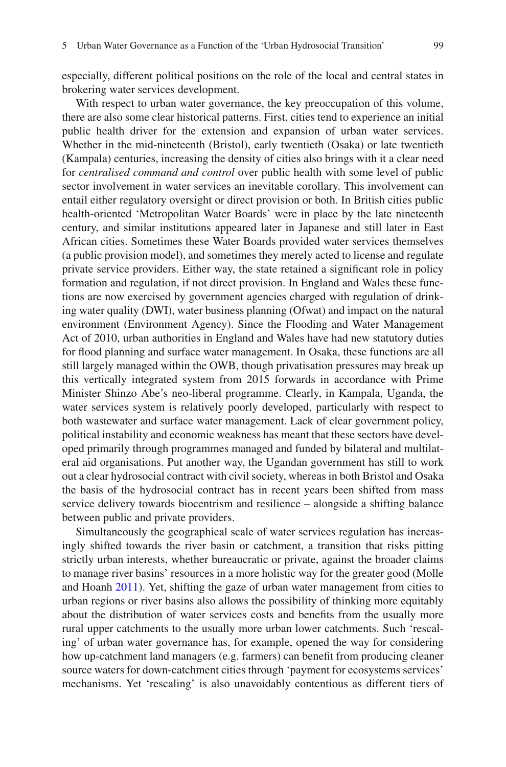especially, different political positions on the role of the local and central states in brokering water services development.

With respect to urban water governance, the key preoccupation of this volume, there are also some clear historical patterns. First, cities tend to experience an initial public health driver for the extension and expansion of urban water services. Whether in the mid-nineteenth (Bristol), early twentieth (Osaka) or late twentieth (Kampala) centuries, increasing the density of cities also brings with it a clear need for *centralised command and control* over public health with some level of public sector involvement in water services an inevitable corollary. This involvement can entail either regulatory oversight or direct provision or both. In British cities public health-oriented 'Metropolitan Water Boards' were in place by the late nineteenth century, and similar institutions appeared later in Japanese and still later in East African cities. Sometimes these Water Boards provided water services themselves (a public provision model), and sometimes they merely acted to license and regulate private service providers. Either way, the state retained a significant role in policy formation and regulation, if not direct provision. In England and Wales these functions are now exercised by government agencies charged with regulation of drinking water quality (DWI), water business planning (Ofwat) and impact on the natural environment (Environment Agency). Since the Flooding and Water Management Act of 2010, urban authorities in England and Wales have had new statutory duties for flood planning and surface water management. In Osaka, these functions are all still largely managed within the OWB, though privatisation pressures may break up this vertically integrated system from 2015 forwards in accordance with Prime Minister Shinzo Abe's neo-liberal programme. Clearly, in Kampala, Uganda, the water services system is relatively poorly developed, particularly with respect to both wastewater and surface water management. Lack of clear government policy, political instability and economic weakness has meant that these sectors have developed primarily through programmes managed and funded by bilateral and multilateral aid organisations. Put another way, the Ugandan government has still to work out a clear hydrosocial contract with civil society, whereas in both Bristol and Osaka the basis of the hydrosocial contract has in recent years been shifted from mass service delivery towards biocentrism and resilience – alongside a shifting balance between public and private providers.

Simultaneously the geographical scale of water services regulation has increasingly shifted towards the river basin or catchment, a transition that risks pitting strictly urban interests, whether bureaucratic or private, against the broader claims to manage river basins' resources in a more holistic way for the greater good (Molle and Hoanh 2011). Yet, shifting the gaze of urban water management from cities to urban regions or river basins also allows the possibility of thinking more equitably about the distribution of water services costs and benefits from the usually more rural upper catchments to the usually more urban lower catchments. Such 'rescaling' of urban water governance has, for example, opened the way for considering how up-catchment land managers (e.g. farmers) can benefit from producing cleaner source waters for down-catchment cities through 'payment for ecosystems services' mechanisms. Yet 'rescaling' is also unavoidably contentious as different tiers of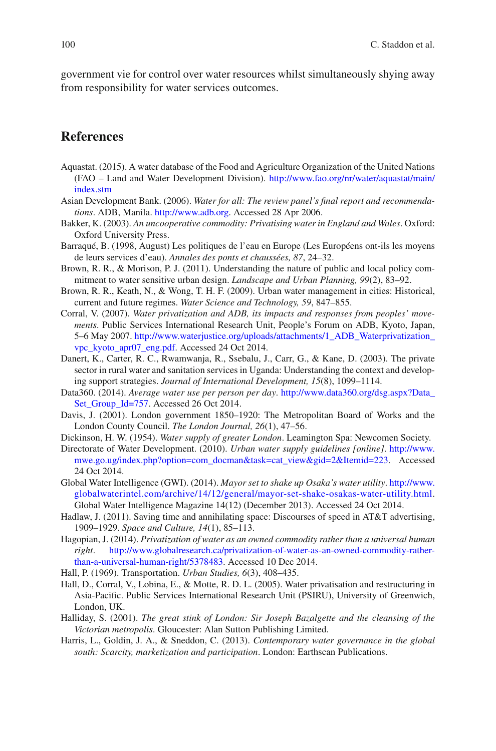government vie for control over water resources whilst simultaneously shying away from responsibility for water services outcomes.

## References

Aquastat. (2015). A water database of the Food and Agriculture Organization of the United Nations (FAO – Land and Water Development Division). http://www.fao.org/nr/water/aquastat/main/index.stm

Asian Development Bank. (2006). *Water for all: The review panel's final report and recommendations*. ADB, Manila. http://www.adb.org. Accessed 28 Apr 2006.

Bakker, K. (2003). *An uncooperative commodity: Privatising water in England and Wales*. Oxford: Oxford University Press.

Barraqué, B. (1998, August) Les politiques de l'eau en Europe (Les Européens ont-ils les moyens de leurs services d'eau). *Annales des ponts et chaussées, 87*, 24–32.

Brown, R. R., & Morison, P. J. (2011). Understanding the nature of public and local policy commitment to water sensitive urban design. *Landscape and Urban Planning, 99*(2), 83–92.

Brown, R. R., Keath, N., & Wong, T. H. F. (2009). Urban water management in cities: Historical, current and future regimes. *Water Science and Technology, 59*, 847–855.

Corral, V. (2007). *Water privatization and ADB, its impacts and responses from peoples' movements*. Public Services International Research Unit, People's Forum on ADB, Kyoto, Japan, 5–6 May 2007. http://www.waterjustice.org/uploads/attachments/1_ADB_Waterprivatization_vpc_kyoto_apr07_eng.pdf. Accessed 24 Oct 2014.

Danert, K., Carter, R. C., Rwamwanja, R., Ssebalu, J., Carr, G., & Kane, D. (2003). The private sector in rural water and sanitation services in Uganda: Understanding the context and developing support strategies. *Journal of International Development, 15*(8), 1099–1114.

Data360. (2014). *Average water use per person per day*. http://www.data360.org/dsg.aspx?Data_Set_Group_Id=757. Accessed 26 Oct 2014.

Davis, J. (2001). London government 1850–1920: The Metropolitan Board of Works and the London County Council. *The London Journal, 26*(1), 47–56.

Dickinson, H. W. (1954). *Water supply of greater London*. Leamington Spa: Newcomen Society.

Directorate of Water Development. (2010). *Urban water supply guidelines [online]*. http://www.mwe.go.ug/index.php?option=com_docman&task=cat_view&gid=2&Itemid=223. Accessed 24 Oct 2014.

Global Water Intelligence (GWI). (2014). *Mayor set to shake up Osaka's water utility*. http://www.globalwaterintel.com/archive/14/12/general/mayor-set-shake-osakas-water-utility.html. Global Water Intelligence Magazine 14(12) (December 2013). Accessed 24 Oct 2014.

Hadlaw, J. (2011). Saving time and annihilating space: Discourses of speed in AT&T advertising, 1909–1929. *Space and Culture, 14*(1), 85–113.

Hagopian, J. (2014). *Privatization of water as an owned commodity rather than a universal human right*. http://www.globalresearch.ca/privatization-of-water-as-an-owned-commodity-rather-than-a-universal-human-right/5378483. Accessed 10 Dec 2014.

Hall, P. (1969). Transportation. *Urban Studies, 6*(3), 408–435.

Hall, D., Corral, V., Lobina, E., & Motte, R. D. L. (2005). Water privatisation and restructuring in Asia-Pacific. Public Services International Research Unit (PSIRU), University of Greenwich, London, UK.

Halliday, S. (2001). *The great stink of London: Sir Joseph Bazalgette and the cleansing of the Victorian metropolis*. Gloucester: Alan Sutton Publishing Limited.

Harris, L., Goldin, J. A., & Sneddon, C. (2013). *Contemporary water governance in the global south: Scarcity, marketization and participation*. London: Earthscan Publications.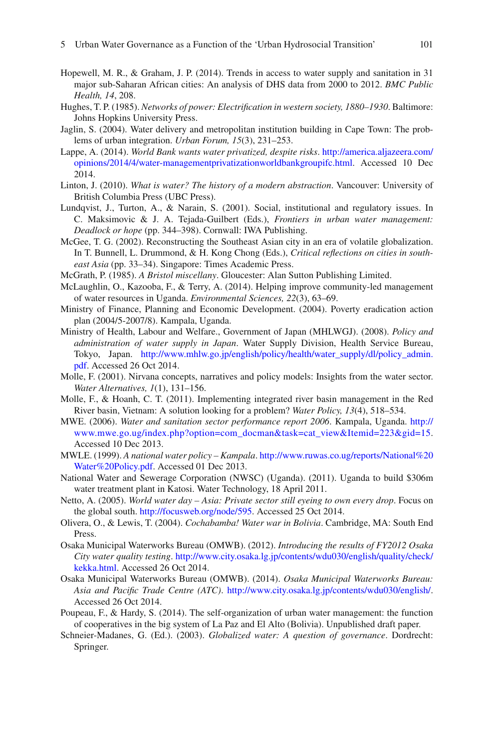Hopewell, M. R., & Graham, J. P. (2014). Trends in access to water supply and sanitation in 31 major sub-Saharan African cities: An analysis of DHS data from 2000 to 2012. *BMC Public Health, 14*, 208.

Hughes, T. P. (1985). *Networks of power: Electrification in western society, 1880–1930*. Baltimore: Johns Hopkins University Press.

Jaglin, S. (2004). Water delivery and metropolitan institution building in Cape Town: The problems of urban integration. *Urban Forum, 15*(3), 231–253.

Lappe, A. (2014). *World Bank wants water privatized, despite risks*. http://america.aljazeera.com/opinions/2014/4/water-managementprivatizationworldbankgroupifc.html. Accessed 10 Dec 2014.

Linton, J. (2010). *What is water? The history of a modern abstraction*. Vancouver: University of British Columbia Press (UBC Press).

Lundqvist, J., Turton, A., & Narain, S. (2001). Social, institutional and regulatory issues. In C. Maksimovic & J. A. Tejada-Guilbert (Eds.), *Frontiers in urban water management: Deadlock or hope* (pp. 344–398). Cornwall: IWA Publishing.

McGee, T. G. (2002). Reconstructing the Southeast Asian city in an era of volatile globalization. In T. Bunnell, L. Drummond, & H. Kong Chong (Eds.), *Critical reflections on cities in southeast Asia* (pp. 33–34). Singapore: Times Academic Press.

McGrath, P. (1985). *A Bristol miscellany*. Gloucester: Alan Sutton Publishing Limited.

McLaughlin, O., Kazooba, F., & Terry, A. (2014). Helping improve community-led management of water resources in Uganda. *Environmental Sciences, 22*(3), 63–69.

Ministry of Finance, Planning and Economic Development. (2004). Poverty eradication action plan (2004/5-2007/8). Kampala, Uganda.

Ministry of Health, Labour and Welfare., Government of Japan (MHLWGJ). (2008). *Policy and administration of water supply in Japan*. Water Supply Division, Health Service Bureau, Tokyo, Japan. http://www.mhlw.go.jp/english/policy/health/water_supply/dl/policy_admin.pdf. Accessed 26 Oct 2014.

Molle, F. (2001). Nirvana concepts, narratives and policy models: Insights from the water sector. *Water Alternatives, 1*(1), 131–156.

Molle, F., & Hoanh, C. T. (2011). Implementing integrated river basin management in the Red River basin, Vietnam: A solution looking for a problem? *Water Policy, 13*(4), 518–534.

MWE. (2006). *Water and sanitation sector performance report 2006*. Kampala, Uganda. http://www.mwe.go.ug/index.php?option=com_docman&task=cat_view&Itemid=223&gid=15. Accessed 10 Dec 2013.

MWLE. (1999). *A national water policy – Kampala*. http://www.ruwas.co.ug/reports/National%20Water%20Policy.pdf. Accessed 01 Dec 2013.

National Water and Sewerage Corporation (NWSC) (Uganda). (2011). Uganda to build $306m water treatment plant in Katosi. Water Technology, 18 April 2011.

Netto, A. (2005). *World water day – Asia: Private sector still eyeing to own every drop*. Focus on the global south. http://focusweb.org/node/595. Accessed 25 Oct 2014.

Olivera, O., & Lewis, T. (2004). *Cochabamba! Water war in Bolivia*. Cambridge, MA: South End Press.

Osaka Municipal Waterworks Bureau (OMWB). (2012). *Introducing the results of FY2012 Osaka City water quality testing*. http://www.city.osaka.lg.jp/contents/wdu030/english/quality/check/kekka.html. Accessed 26 Oct 2014.

Osaka Municipal Waterworks Bureau (OMWB). (2014). *Osaka Municipal Waterworks Bureau: Asia and Pacific Trade Centre (ATC)*. http://www.city.osaka.lg.jp/contents/wdu030/english/. Accessed 26 Oct 2014.

Poupeau, F., & Hardy, S. (2014). The self-organization of urban water management: the function of cooperatives in the big system of La Paz and El Alto (Bolivia). Unpublished draft paper.

Schneier-Madanes, G. (Ed.). (2003). *Globalized water: A question of governance*. Dordrecht: Springer.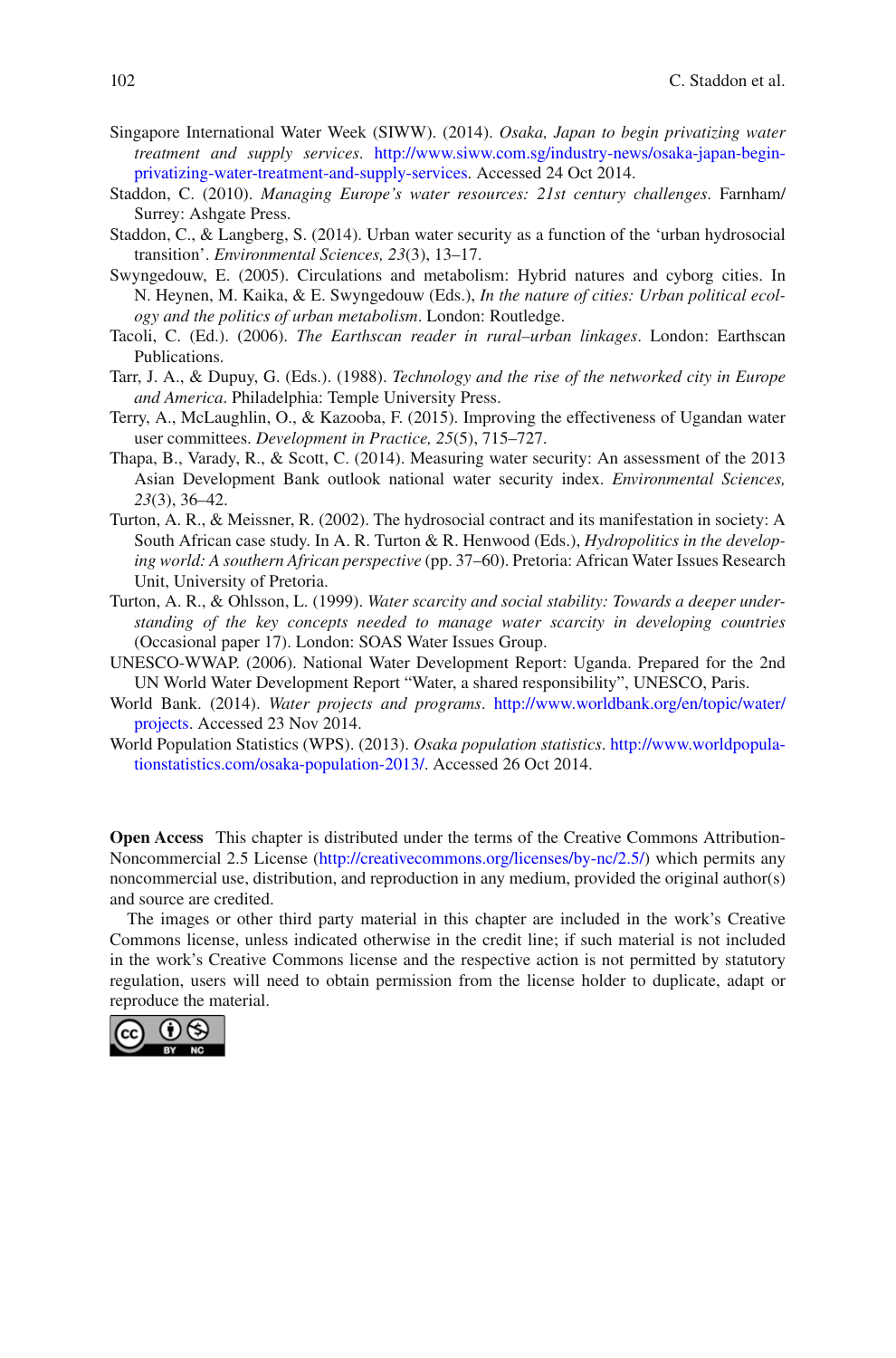Singapore International Water Week (SIWW). (2014). *Osaka, Japan to begin privatizing water treatment and supply services*. http://www.siww.com.sg/industry-news/osaka-japan-begin-privatizing-water-treatment-and-supply-services. Accessed 24 Oct 2014.

Staddon, C. (2010). *Managing Europe's water resources: 21st century challenges*. Farnham/Surrey: Ashgate Press.

Staddon, C., & Langberg, S. (2014). Urban water security as a function of the 'urban hydrosocial transition'. *Environmental Sciences, 23*(3), 13–17.

Swyngedouw, E. (2005). Circulations and metabolism: Hybrid natures and cyborg cities. In N. Heynen, M. Kaika, & E. Swyngedouw (Eds.), *In the nature of cities: Urban political ecology and the politics of urban metabolism*. London: Routledge.

Tacoli, C. (Ed.). (2006). *The Earthscan reader in rural–urban linkages*. London: Earthscan Publications.

Tarr, J. A., & Dupuy, G. (Eds.). (1988). *Technology and the rise of the networked city in Europe and America*. Philadelphia: Temple University Press.

Terry, A., McLaughlin, O., & Kazooba, F. (2015). Improving the effectiveness of Ugandan water user committees. *Development in Practice, 25*(5), 715–727.

Thapa, B., Varady, R., & Scott, C. (2014). Measuring water security: An assessment of the 2013 Asian Development Bank outlook national water security index. *Environmental Sciences, 23*(3), 36–42.

Turton, A. R., & Meissner, R. (2002). The hydrosocial contract and its manifestation in society: A South African case study. In A. R. Turton & R. Henwood (Eds.), *Hydropolitics in the developing world: A southern African perspective* (pp. 37–60). Pretoria: African Water Issues Research Unit, University of Pretoria.

Turton, A. R., & Ohlsson, L. (1999). *Water scarcity and social stability: Towards a deeper understanding of the key concepts needed to manage water scarcity in developing countries* (Occasional paper 17). London: SOAS Water Issues Group.

UNESCO-WWAP. (2006). National Water Development Report: Uganda. Prepared for the 2nd UN World Water Development Report "Water, a shared responsibility", UNESCO, Paris.

World Bank. (2014). *Water projects and programs*. http://www.worldbank.org/en/topic/water/projects. Accessed 23 Nov 2014.

World Population Statistics (WPS). (2013). *Osaka population statistics*. http://www.worldpopulationstatistics.com/osaka-population-2013/. Accessed 26 Oct 2014.

**Open Access** This chapter is distributed under the terms of the Creative Commons Attribution-Noncommercial 2.5 License (http://creativecommons.org/licenses/by-nc/2.5/) which permits any noncommercial use, distribution, and reproduction in any medium, provided the original author(s) and source are credited.

The images or other third party material in this chapter are included in the work's Creative Commons license, unless indicated otherwise in the credit line; if such material is not included in the work's Creative Commons license and the respective action is not permitted by statutory regulation, users will need to obtain permission from the license holder to duplicate, adapt or reproduce the material.